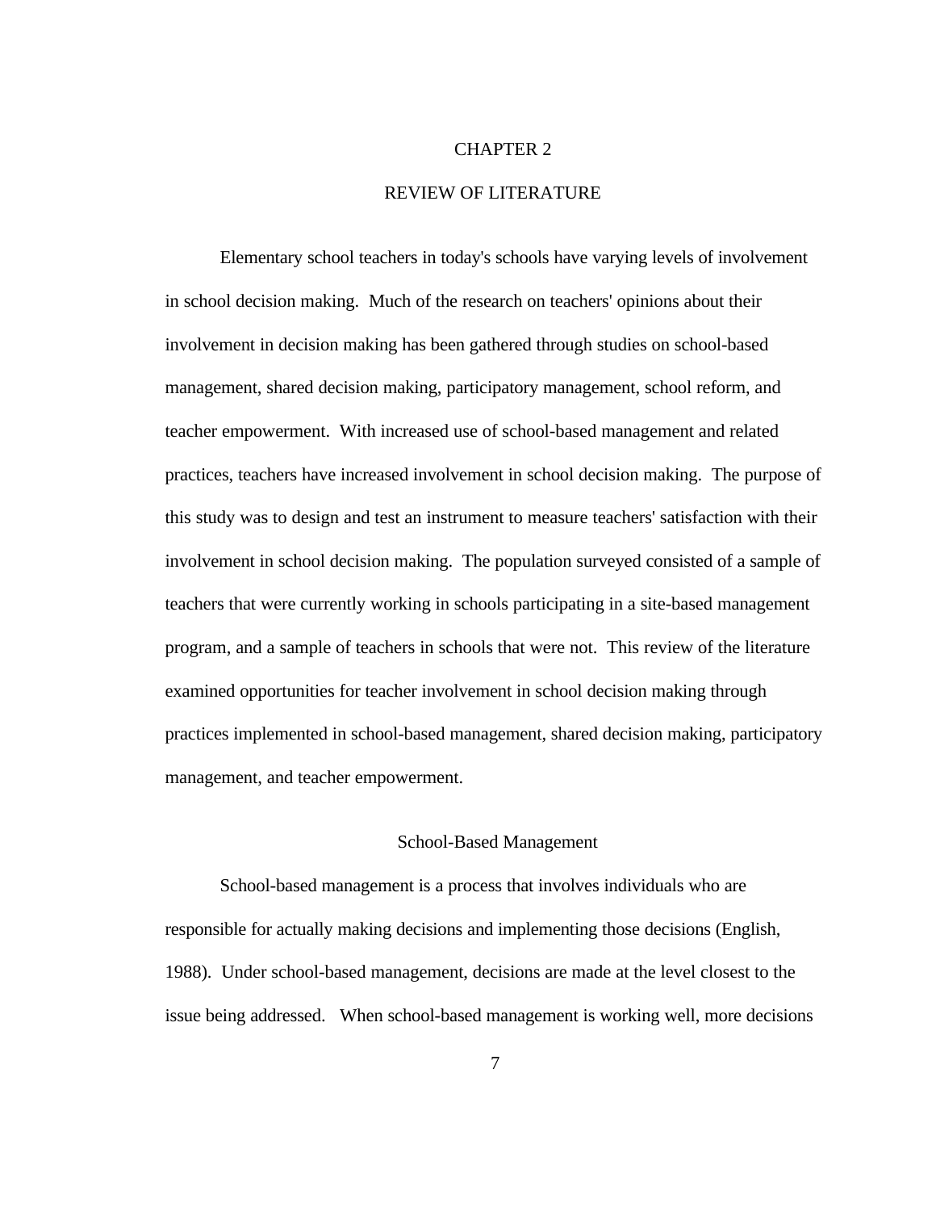# CHAPTER 2

# REVIEW OF LITERATURE

Elementary school teachers in today's schools have varying levels of involvement in school decision making. Much of the research on teachers' opinions about their involvement in decision making has been gathered through studies on school-based management, shared decision making, participatory management, school reform, and teacher empowerment. With increased use of school-based management and related practices, teachers have increased involvement in school decision making. The purpose of this study was to design and test an instrument to measure teachers' satisfaction with their involvement in school decision making. The population surveyed consisted of a sample of teachers that were currently working in schools participating in a site-based management program, and a sample of teachers in schools that were not. This review of the literature examined opportunities for teacher involvement in school decision making through practices implemented in school-based management, shared decision making, participatory management, and teacher empowerment.

## School-Based Management

School-based management is a process that involves individuals who are responsible for actually making decisions and implementing those decisions (English, 1988). Under school-based management, decisions are made at the level closest to the issue being addressed. When school-based management is working well, more decisions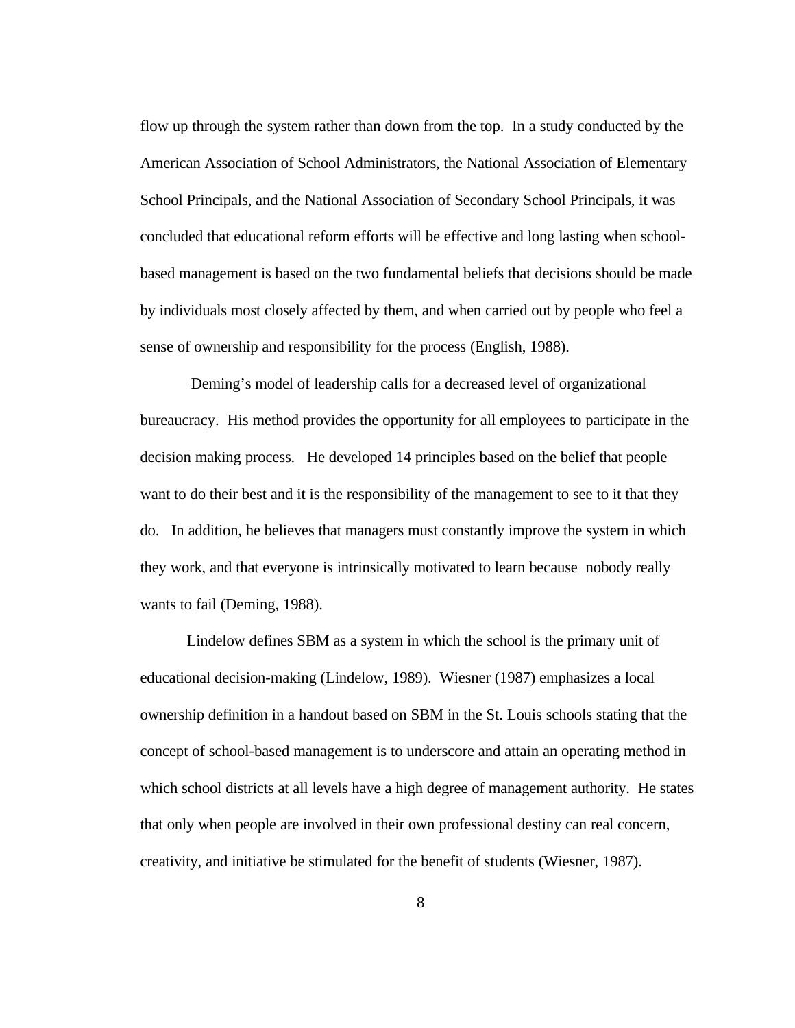flow up through the system rather than down from the top. In a study conducted by the American Association of School Administrators, the National Association of Elementary School Principals, and the National Association of Secondary School Principals, it was concluded that educational reform efforts will be effective and long lasting when school-based management is based on the two fundamental beliefs that decisions should be made by individuals most closely affected by them, and when carried out by people who feel a sense of ownership and responsibility for the process (English, 1988).

Deming's model of leadership calls for a decreased level of organizational bureaucracy. His method provides the opportunity for all employees to participate in the decision making process. He developed 14 principles based on the belief that people want to do their best and it is the responsibility of the management to see to it that they do. In addition, he believes that managers must constantly improve the system in which they work, and that everyone is intrinsically motivated to learn because nobody really wants to fail (Deming, 1988).

Lindelow defines SBM as a system in which the school is the primary unit of educational decision-making (Lindelow, 1989). Wiesner (1987) emphasizes a local ownership definition in a handout based on SBM in the St. Louis schools stating that the concept of school-based management is to underscore and attain an operating method in which school districts at all levels have a high degree of management authority. He states that only when people are involved in their own professional destiny can real concern, creativity, and initiative be stimulated for the benefit of students (Wiesner, 1987).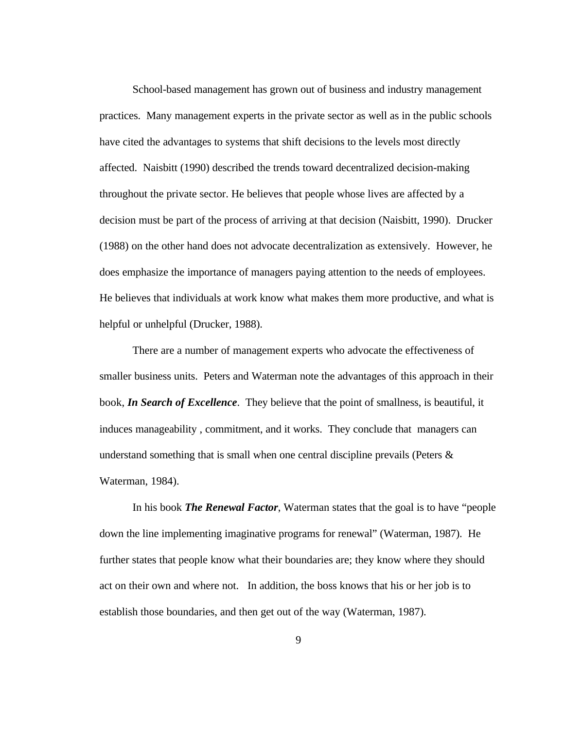School-based management has grown out of business and industry management practices. Many management experts in the private sector as well as in the public schools have cited the advantages to systems that shift decisions to the levels most directly affected. Naisbitt (1990) described the trends toward decentralized decision-making throughout the private sector. He believes that people whose lives are affected by a decision must be part of the process of arriving at that decision (Naisbitt, 1990). Drucker (1988) on the other hand does not advocate decentralization as extensively. However, he does emphasize the importance of managers paying attention to the needs of employees. He believes that individuals at work know what makes them more productive, and what is helpful or unhelpful (Drucker, 1988).

There are a number of management experts who advocate the effectiveness of smaller business units. Peters and Waterman note the advantages of this approach in their book, ***In Search of Excellence***. They believe that the point of smallness, is beautiful, it induces manageability , commitment, and it works. They conclude that managers can understand something that is small when one central discipline prevails (Peters & Waterman, 1984).

In his book ***The Renewal Factor***, Waterman states that the goal is to have "people down the line implementing imaginative programs for renewal" (Waterman, 1987). He further states that people know what their boundaries are; they know where they should act on their own and where not. In addition, the boss knows that his or her job is to establish those boundaries, and then get out of the way (Waterman, 1987).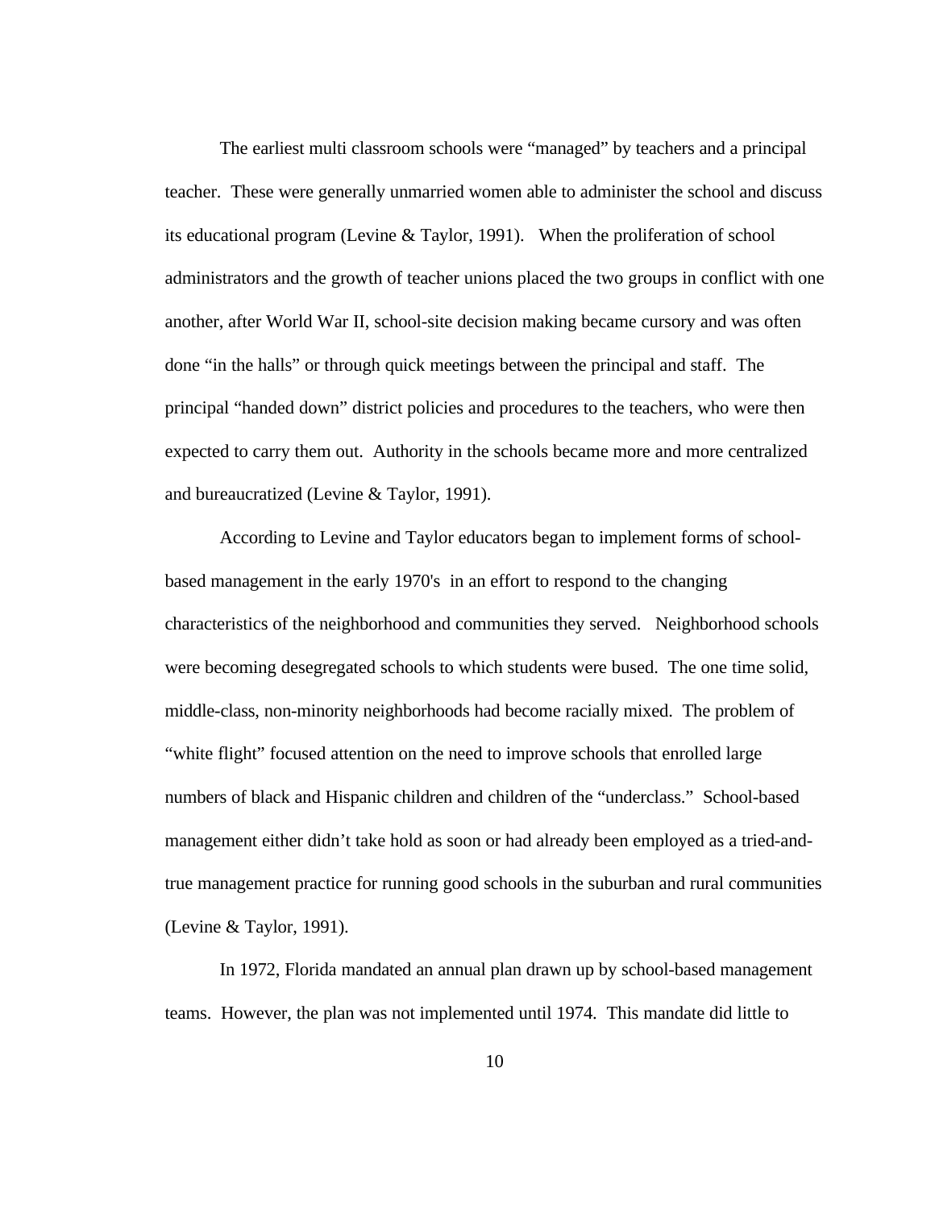The earliest multi classroom schools were “managed” by teachers and a principal teacher. These were generally unmarried women able to administer the school and discuss its educational program (Levine & Taylor, 1991). When the proliferation of school administrators and the growth of teacher unions placed the two groups in conflict with one another, after World War II, school-site decision making became cursory and was often done “in the halls” or through quick meetings between the principal and staff. The principal “handed down” district policies and procedures to the teachers, who were then expected to carry them out. Authority in the schools became more and more centralized and bureaucratized (Levine & Taylor, 1991).

According to Levine and Taylor educators began to implement forms of school-based management in the early 1970's in an effort to respond to the changing characteristics of the neighborhood and communities they served. Neighborhood schools were becoming desegregated schools to which students were bused. The one time solid, middle-class, non-minority neighborhoods had become racially mixed. The problem of “white flight” focused attention on the need to improve schools that enrolled large numbers of black and Hispanic children and children of the “underclass.” School-based management either didn’t take hold as soon or had already been employed as a tried-and-true management practice for running good schools in the suburban and rural communities (Levine & Taylor, 1991).

In 1972, Florida mandated an annual plan drawn up by school-based management teams. However, the plan was not implemented until 1974. This mandate did little to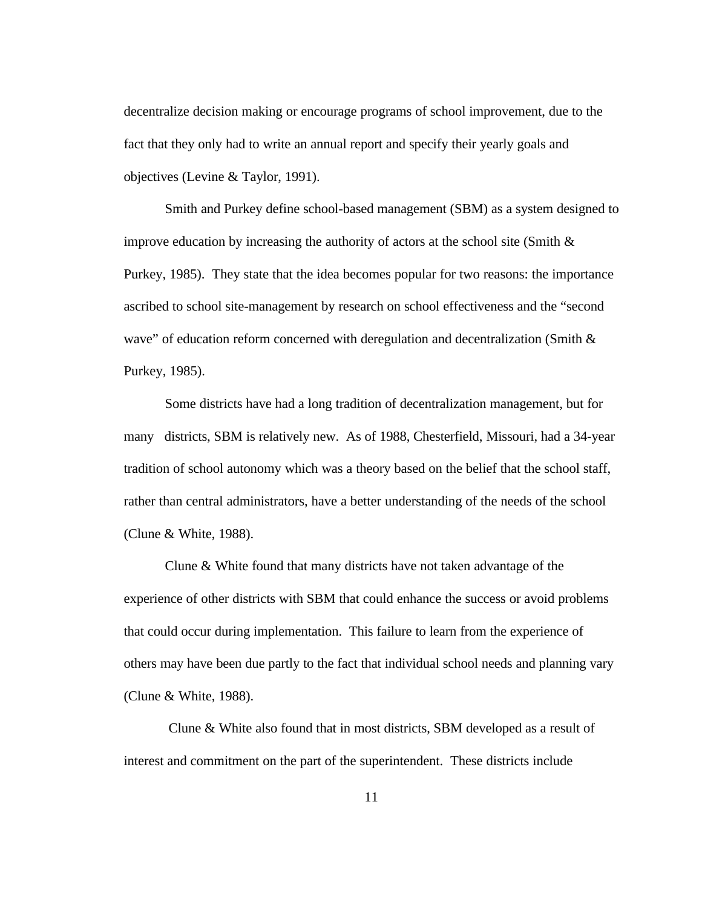decentralize decision making or encourage programs of school improvement, due to the fact that they only had to write an annual report and specify their yearly goals and objectives (Levine & Taylor, 1991).

Smith and Purkey define school-based management (SBM) as a system designed to improve education by increasing the authority of actors at the school site (Smith & Purkey, 1985). They state that the idea becomes popular for two reasons: the importance ascribed to school site-management by research on school effectiveness and the "second wave" of education reform concerned with deregulation and decentralization (Smith & Purkey, 1985).

Some districts have had a long tradition of decentralization management, but for many districts, SBM is relatively new. As of 1988, Chesterfield, Missouri, had a 34-year tradition of school autonomy which was a theory based on the belief that the school staff, rather than central administrators, have a better understanding of the needs of the school (Clune & White, 1988).

Clune & White found that many districts have not taken advantage of the experience of other districts with SBM that could enhance the success or avoid problems that could occur during implementation. This failure to learn from the experience of others may have been due partly to the fact that individual school needs and planning vary (Clune & White, 1988).

Clune & White also found that in most districts, SBM developed as a result of interest and commitment on the part of the superintendent. These districts include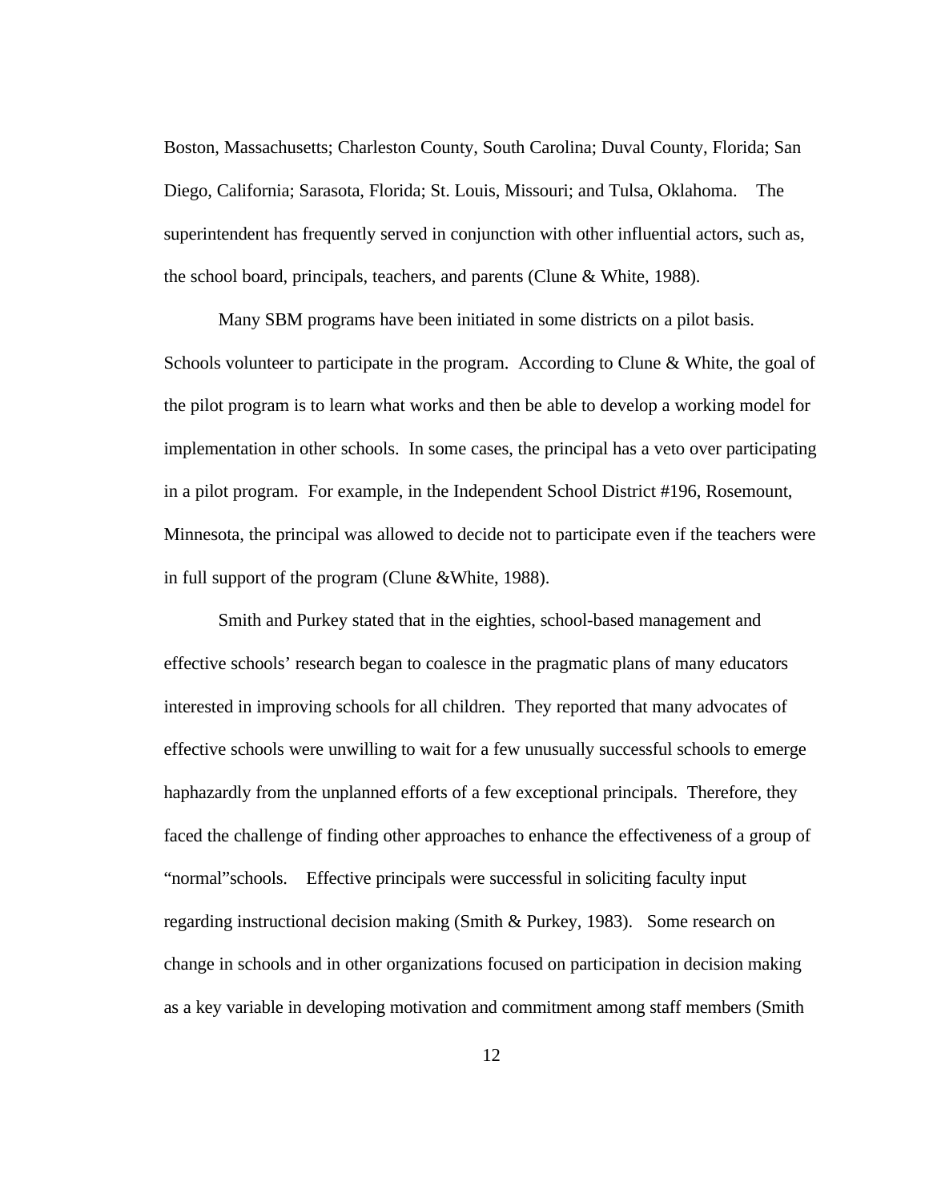Boston, Massachusetts; Charleston County, South Carolina; Duval County, Florida; San Diego, California; Sarasota, Florida; St. Louis, Missouri; and Tulsa, Oklahoma. The superintendent has frequently served in conjunction with other influential actors, such as, the school board, principals, teachers, and parents (Clune & White, 1988).

Many SBM programs have been initiated in some districts on a pilot basis. Schools volunteer to participate in the program. According to Clune & White, the goal of the pilot program is to learn what works and then be able to develop a working model for implementation in other schools. In some cases, the principal has a veto over participating in a pilot program. For example, in the Independent School District #196, Rosemount, Minnesota, the principal was allowed to decide not to participate even if the teachers were in full support of the program (Clune &White, 1988).

Smith and Purkey stated that in the eighties, school-based management and effective schools' research began to coalesce in the pragmatic plans of many educators interested in improving schools for all children. They reported that many advocates of effective schools were unwilling to wait for a few unusually successful schools to emerge haphazardly from the unplanned efforts of a few exceptional principals. Therefore, they faced the challenge of finding other approaches to enhance the effectiveness of a group of "normal"schools. Effective principals were successful in soliciting faculty input regarding instructional decision making (Smith & Purkey, 1983). Some research on change in schools and in other organizations focused on participation in decision making as a key variable in developing motivation and commitment among staff members (Smith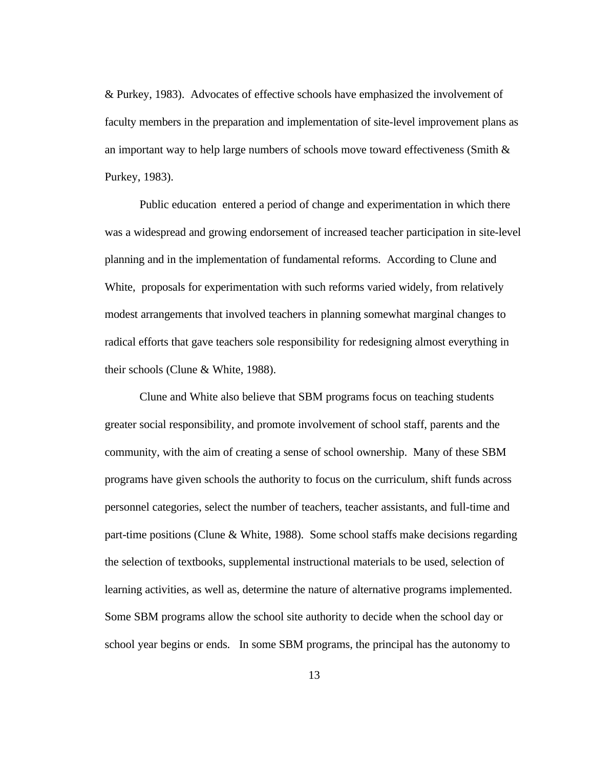& Purkey, 1983). Advocates of effective schools have emphasized the involvement of faculty members in the preparation and implementation of site-level improvement plans as an important way to help large numbers of schools move toward effectiveness (Smith & Purkey, 1983).

Public education entered a period of change and experimentation in which there was a widespread and growing endorsement of increased teacher participation in site-level planning and in the implementation of fundamental reforms. According to Clune and White, proposals for experimentation with such reforms varied widely, from relatively modest arrangements that involved teachers in planning somewhat marginal changes to radical efforts that gave teachers sole responsibility for redesigning almost everything in their schools (Clune & White, 1988).

Clune and White also believe that SBM programs focus on teaching students greater social responsibility, and promote involvement of school staff, parents and the community, with the aim of creating a sense of school ownership. Many of these SBM programs have given schools the authority to focus on the curriculum, shift funds across personnel categories, select the number of teachers, teacher assistants, and full-time and part-time positions (Clune & White, 1988). Some school staffs make decisions regarding the selection of textbooks, supplemental instructional materials to be used, selection of learning activities, as well as, determine the nature of alternative programs implemented. Some SBM programs allow the school site authority to decide when the school day or school year begins or ends. In some SBM programs, the principal has the autonomy to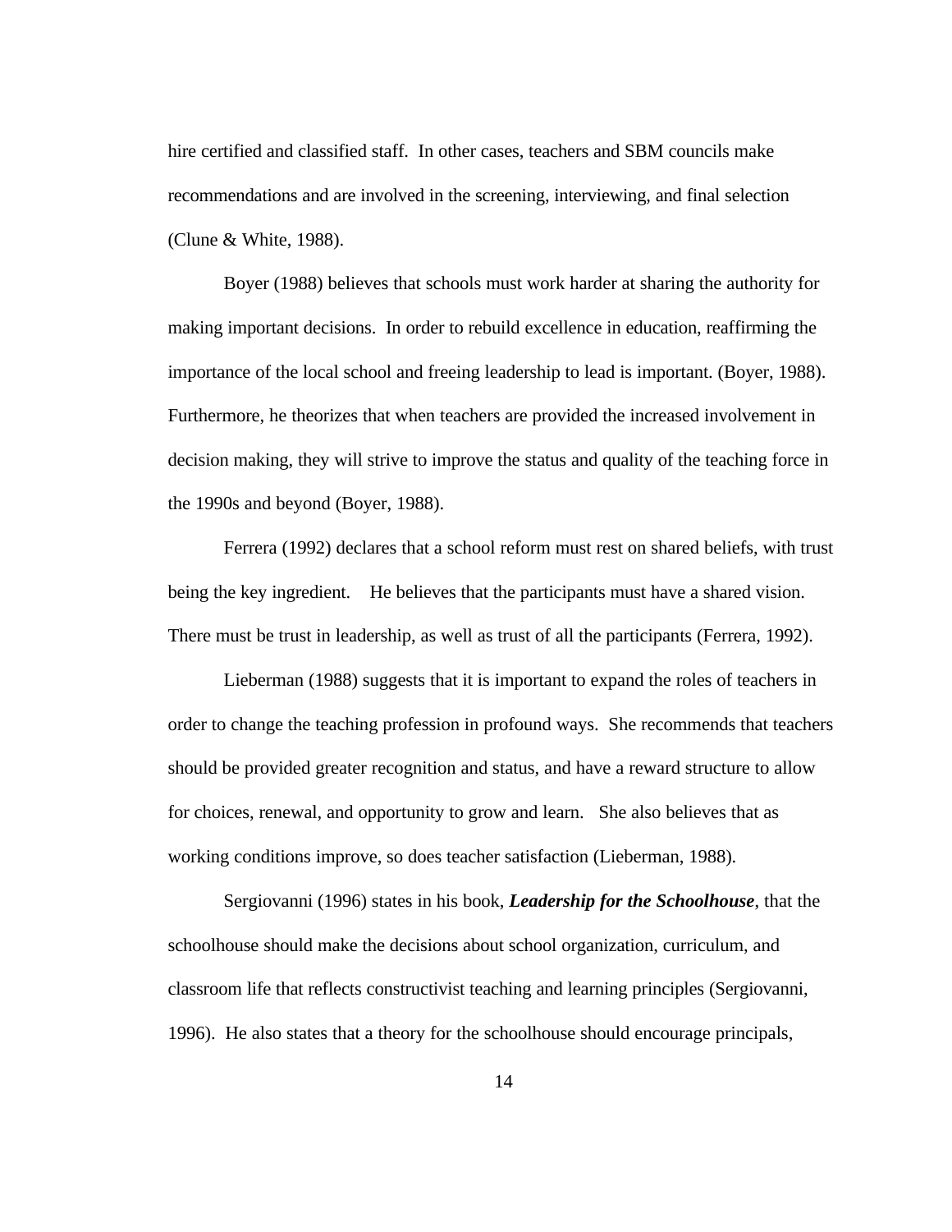hire certified and classified staff. In other cases, teachers and SBM councils make recommendations and are involved in the screening, interviewing, and final selection (Clune & White, 1988).

Boyer (1988) believes that schools must work harder at sharing the authority for making important decisions. In order to rebuild excellence in education, reaffirming the importance of the local school and freeing leadership to lead is important. (Boyer, 1988). Furthermore, he theorizes that when teachers are provided the increased involvement in decision making, they will strive to improve the status and quality of the teaching force in the 1990s and beyond (Boyer, 1988).

Ferrera (1992) declares that a school reform must rest on shared beliefs, with trust being the key ingredient. He believes that the participants must have a shared vision. There must be trust in leadership, as well as trust of all the participants (Ferrera, 1992).

Lieberman (1988) suggests that it is important to expand the roles of teachers in order to change the teaching profession in profound ways. She recommends that teachers should be provided greater recognition and status, and have a reward structure to allow for choices, renewal, and opportunity to grow and learn. She also believes that as working conditions improve, so does teacher satisfaction (Lieberman, 1988).

Sergiovanni (1996) states in his book, ***Leadership for the Schoolhouse***, that the schoolhouse should make the decisions about school organization, curriculum, and classroom life that reflects constructivist teaching and learning principles (Sergiovanni, 1996). He also states that a theory for the schoolhouse should encourage principals,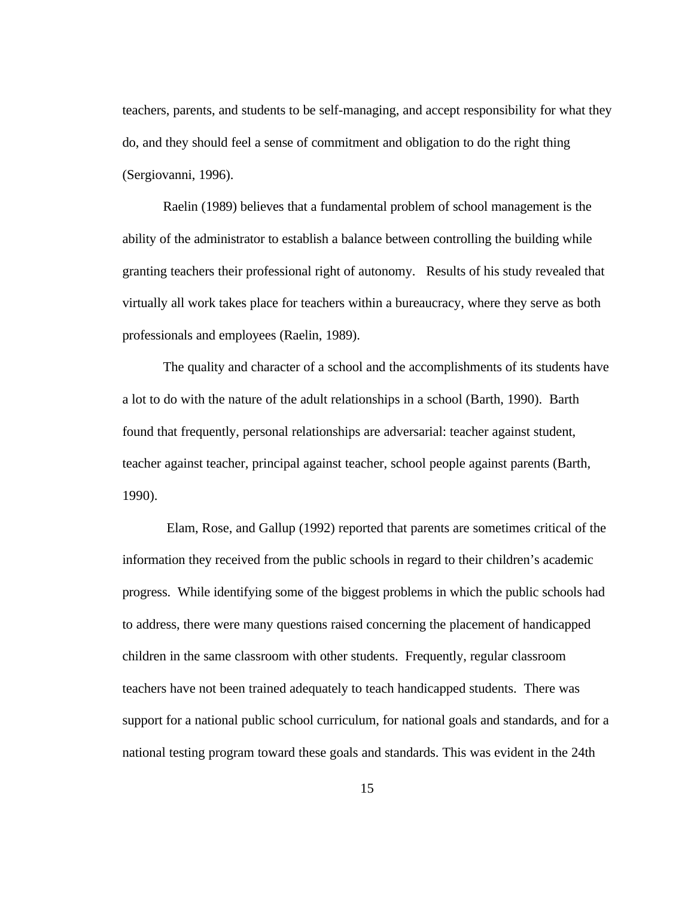teachers, parents, and students to be self-managing, and accept responsibility for what they do, and they should feel a sense of commitment and obligation to do the right thing (Sergiovanni, 1996).

Raelin (1989) believes that a fundamental problem of school management is the ability of the administrator to establish a balance between controlling the building while granting teachers their professional right of autonomy. Results of his study revealed that virtually all work takes place for teachers within a bureaucracy, where they serve as both professionals and employees (Raelin, 1989).

The quality and character of a school and the accomplishments of its students have a lot to do with the nature of the adult relationships in a school (Barth, 1990). Barth found that frequently, personal relationships are adversarial: teacher against student, teacher against teacher, principal against teacher, school people against parents (Barth, 1990).

Elam, Rose, and Gallup (1992) reported that parents are sometimes critical of the information they received from the public schools in regard to their children's academic progress. While identifying some of the biggest problems in which the public schools had to address, there were many questions raised concerning the placement of handicapped children in the same classroom with other students. Frequently, regular classroom teachers have not been trained adequately to teach handicapped students. There was support for a national public school curriculum, for national goals and standards, and for a national testing program toward these goals and standards. This was evident in the 24th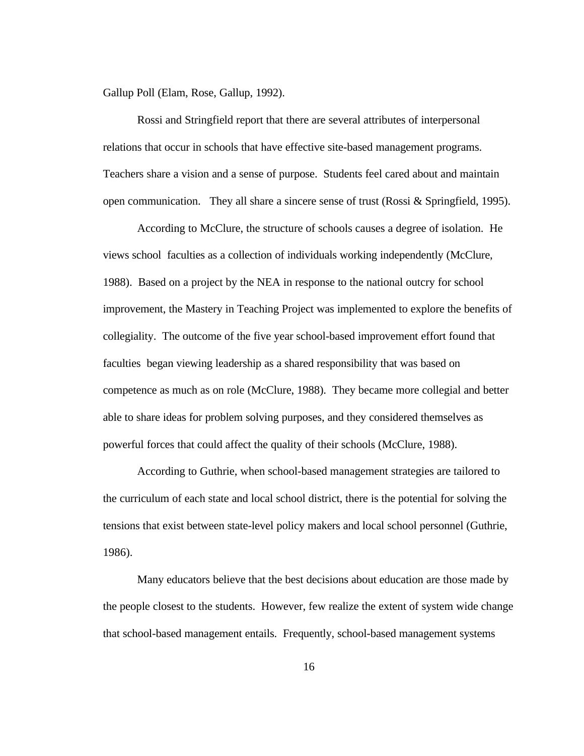Gallup Poll (Elam, Rose, Gallup, 1992).

Rossi and Stringfield report that there are several attributes of interpersonal relations that occur in schools that have effective site-based management programs. Teachers share a vision and a sense of purpose. Students feel cared about and maintain open communication. They all share a sincere sense of trust (Rossi & Springfield, 1995).

According to McClure, the structure of schools causes a degree of isolation. He views school faculties as a collection of individuals working independently (McClure, 1988). Based on a project by the NEA in response to the national outcry for school improvement, the Mastery in Teaching Project was implemented to explore the benefits of collegiality. The outcome of the five year school-based improvement effort found that faculties began viewing leadership as a shared responsibility that was based on competence as much as on role (McClure, 1988). They became more collegial and better able to share ideas for problem solving purposes, and they considered themselves as powerful forces that could affect the quality of their schools (McClure, 1988).

According to Guthrie, when school-based management strategies are tailored to the curriculum of each state and local school district, there is the potential for solving the tensions that exist between state-level policy makers and local school personnel (Guthrie, 1986).

Many educators believe that the best decisions about education are those made by the people closest to the students. However, few realize the extent of system wide change that school-based management entails. Frequently, school-based management systems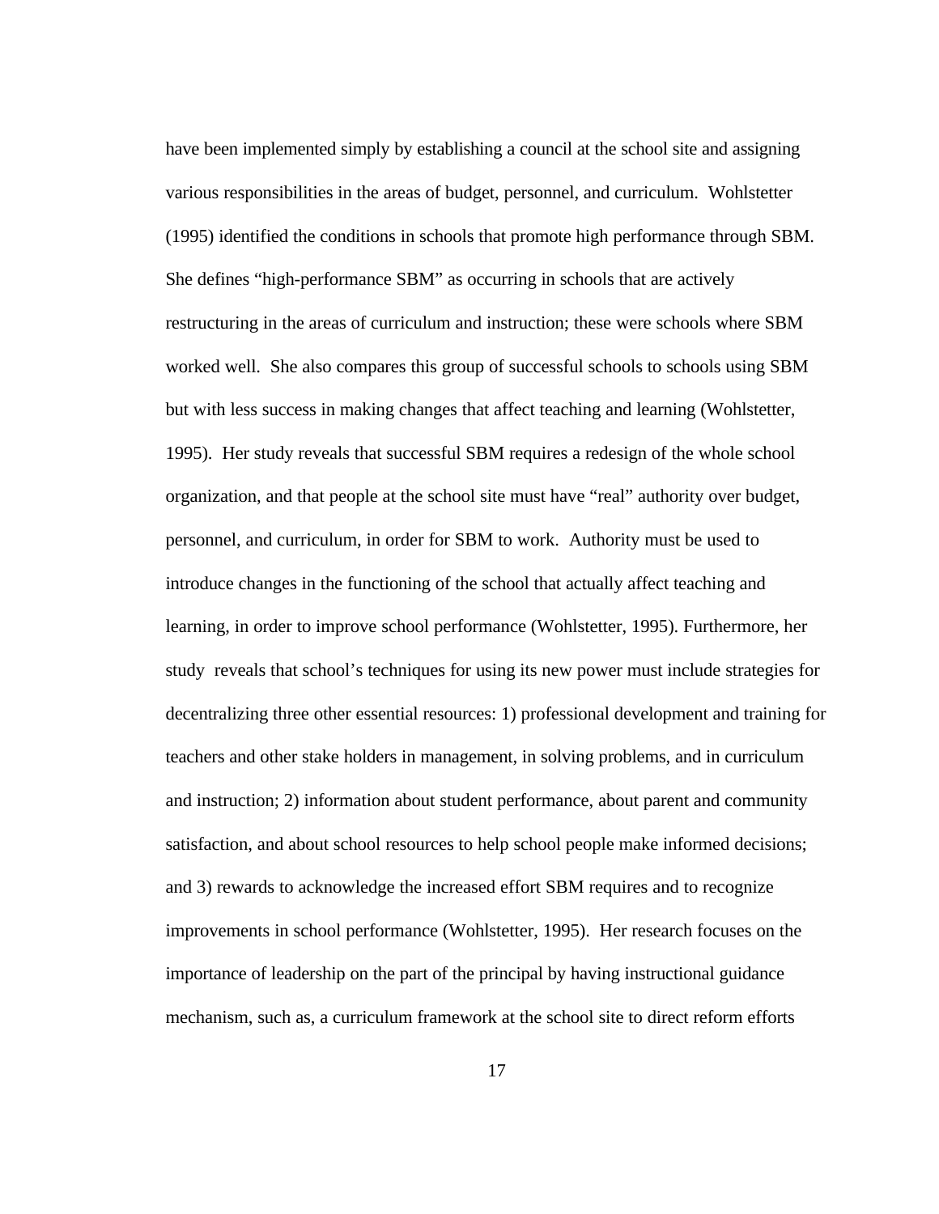have been implemented simply by establishing a council at the school site and assigning various responsibilities in the areas of budget, personnel, and curriculum. Wohlstetter (1995) identified the conditions in schools that promote high performance through SBM. She defines "high-performance SBM" as occurring in schools that are actively restructuring in the areas of curriculum and instruction; these were schools where SBM worked well. She also compares this group of successful schools to schools using SBM but with less success in making changes that affect teaching and learning (Wohlstetter, 1995). Her study reveals that successful SBM requires a redesign of the whole school organization, and that people at the school site must have "real" authority over budget, personnel, and curriculum, in order for SBM to work. Authority must be used to introduce changes in the functioning of the school that actually affect teaching and learning, in order to improve school performance (Wohlstetter, 1995). Furthermore, her study reveals that school's techniques for using its new power must include strategies for decentralizing three other essential resources: 1) professional development and training for teachers and other stake holders in management, in solving problems, and in curriculum and instruction; 2) information about student performance, about parent and community satisfaction, and about school resources to help school people make informed decisions; and 3) rewards to acknowledge the increased effort SBM requires and to recognize improvements in school performance (Wohlstetter, 1995). Her research focuses on the importance of leadership on the part of the principal by having instructional guidance mechanism, such as, a curriculum framework at the school site to direct reform efforts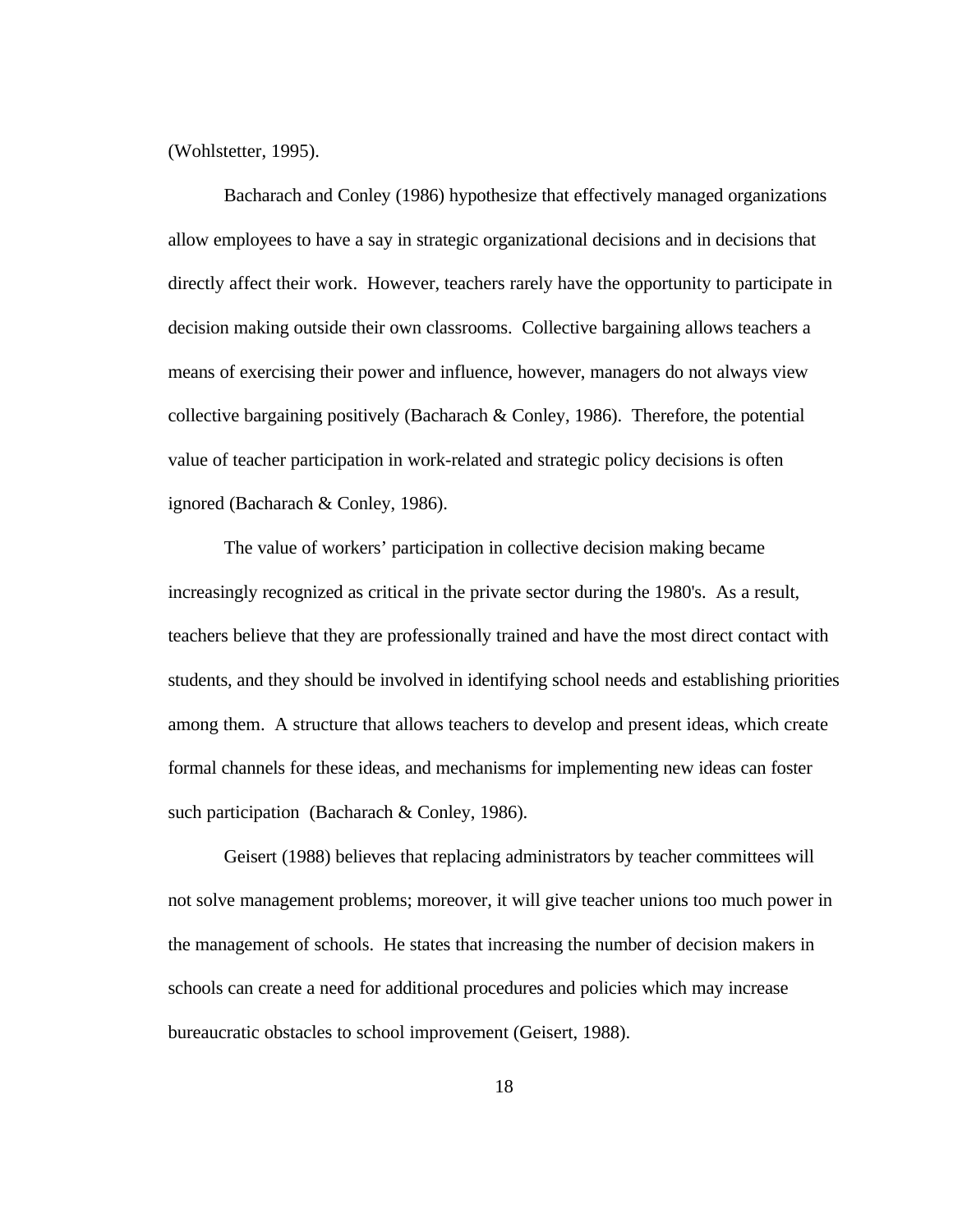(Wohlstetter, 1995).

Bacharach and Conley (1986) hypothesize that effectively managed organizations allow employees to have a say in strategic organizational decisions and in decisions that directly affect their work. However, teachers rarely have the opportunity to participate in decision making outside their own classrooms. Collective bargaining allows teachers a means of exercising their power and influence, however, managers do not always view collective bargaining positively (Bacharach & Conley, 1986). Therefore, the potential value of teacher participation in work-related and strategic policy decisions is often ignored (Bacharach & Conley, 1986).

The value of workers' participation in collective decision making became increasingly recognized as critical in the private sector during the 1980's. As a result, teachers believe that they are professionally trained and have the most direct contact with students, and they should be involved in identifying school needs and establishing priorities among them. A structure that allows teachers to develop and present ideas, which create formal channels for these ideas, and mechanisms for implementing new ideas can foster such participation (Bacharach & Conley, 1986).

Geisert (1988) believes that replacing administrators by teacher committees will not solve management problems; moreover, it will give teacher unions too much power in the management of schools. He states that increasing the number of decision makers in schools can create a need for additional procedures and policies which may increase bureaucratic obstacles to school improvement (Geisert, 1988).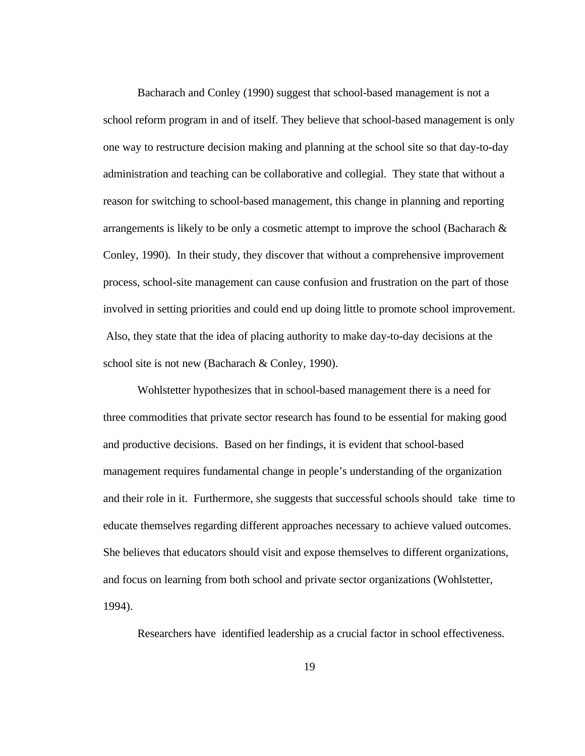Bacharach and Conley (1990) suggest that school-based management is not a school reform program in and of itself. They believe that school-based management is only one way to restructure decision making and planning at the school site so that day-to-day administration and teaching can be collaborative and collegial. They state that without a reason for switching to school-based management, this change in planning and reporting arrangements is likely to be only a cosmetic attempt to improve the school (Bacharach & Conley, 1990). In their study, they discover that without a comprehensive improvement process, school-site management can cause confusion and frustration on the part of those involved in setting priorities and could end up doing little to promote school improvement. Also, they state that the idea of placing authority to make day-to-day decisions at the school site is not new (Bacharach & Conley, 1990).

Wohlstetter hypothesizes that in school-based management there is a need for three commodities that private sector research has found to be essential for making good and productive decisions. Based on her findings, it is evident that school-based management requires fundamental change in people's understanding of the organization and their role in it. Furthermore, she suggests that successful schools should take time to educate themselves regarding different approaches necessary to achieve valued outcomes. She believes that educators should visit and expose themselves to different organizations, and focus on learning from both school and private sector organizations (Wohlstetter, 1994).

Researchers have identified leadership as a crucial factor in school effectiveness.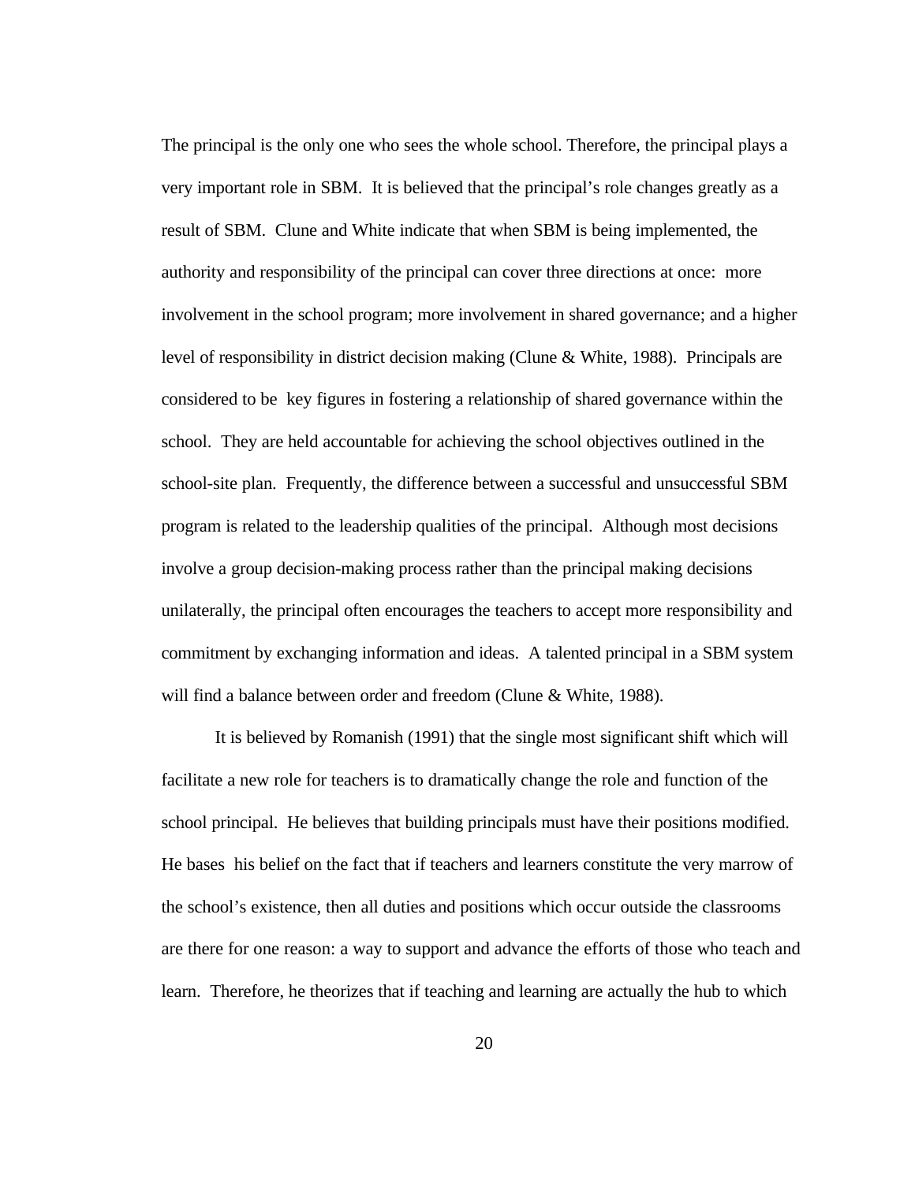The principal is the only one who sees the whole school. Therefore, the principal plays a very important role in SBM. It is believed that the principal's role changes greatly as a result of SBM. Clune and White indicate that when SBM is being implemented, the authority and responsibility of the principal can cover three directions at once: more involvement in the school program; more involvement in shared governance; and a higher level of responsibility in district decision making (Clune & White, 1988). Principals are considered to be key figures in fostering a relationship of shared governance within the school. They are held accountable for achieving the school objectives outlined in the school-site plan. Frequently, the difference between a successful and unsuccessful SBM program is related to the leadership qualities of the principal. Although most decisions involve a group decision-making process rather than the principal making decisions unilaterally, the principal often encourages the teachers to accept more responsibility and commitment by exchanging information and ideas. A talented principal in a SBM system will find a balance between order and freedom (Clune & White, 1988).

It is believed by Romanish (1991) that the single most significant shift which will facilitate a new role for teachers is to dramatically change the role and function of the school principal. He believes that building principals must have their positions modified. He bases his belief on the fact that if teachers and learners constitute the very marrow of the school's existence, then all duties and positions which occur outside the classrooms are there for one reason: a way to support and advance the efforts of those who teach and learn. Therefore, he theorizes that if teaching and learning are actually the hub to which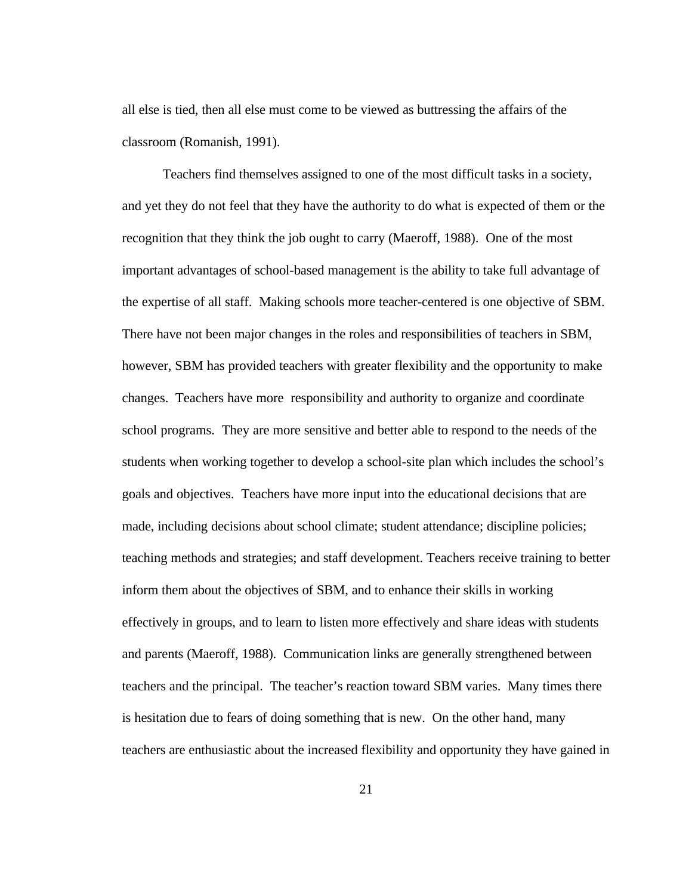all else is tied, then all else must come to be viewed as buttressing the affairs of the classroom (Romanish, 1991).

Teachers find themselves assigned to one of the most difficult tasks in a society, and yet they do not feel that they have the authority to do what is expected of them or the recognition that they think the job ought to carry (Maeroff, 1988). One of the most important advantages of school-based management is the ability to take full advantage of the expertise of all staff. Making schools more teacher-centered is one objective of SBM. There have not been major changes in the roles and responsibilities of teachers in SBM, however, SBM has provided teachers with greater flexibility and the opportunity to make changes. Teachers have more responsibility and authority to organize and coordinate school programs. They are more sensitive and better able to respond to the needs of the students when working together to develop a school-site plan which includes the school's goals and objectives. Teachers have more input into the educational decisions that are made, including decisions about school climate; student attendance; discipline policies; teaching methods and strategies; and staff development. Teachers receive training to better inform them about the objectives of SBM, and to enhance their skills in working effectively in groups, and to learn to listen more effectively and share ideas with students and parents (Maeroff, 1988). Communication links are generally strengthened between teachers and the principal. The teacher's reaction toward SBM varies. Many times there is hesitation due to fears of doing something that is new. On the other hand, many teachers are enthusiastic about the increased flexibility and opportunity they have gained in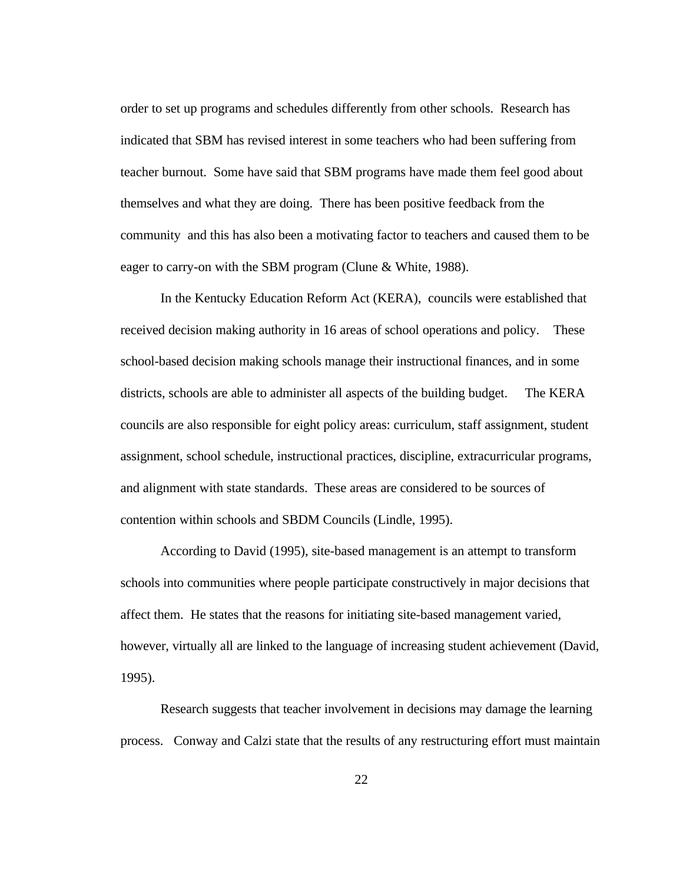order to set up programs and schedules differently from other schools. Research has indicated that SBM has revised interest in some teachers who had been suffering from teacher burnout. Some have said that SBM programs have made them feel good about themselves and what they are doing. There has been positive feedback from the community and this has also been a motivating factor to teachers and caused them to be eager to carry-on with the SBM program (Clune & White, 1988).

In the Kentucky Education Reform Act (KERA), councils were established that received decision making authority in 16 areas of school operations and policy. These school-based decision making schools manage their instructional finances, and in some districts, schools are able to administer all aspects of the building budget. The KERA councils are also responsible for eight policy areas: curriculum, staff assignment, student assignment, school schedule, instructional practices, discipline, extracurricular programs, and alignment with state standards. These areas are considered to be sources of contention within schools and SBDM Councils (Lindle, 1995).

According to David (1995), site-based management is an attempt to transform schools into communities where people participate constructively in major decisions that affect them. He states that the reasons for initiating site-based management varied, however, virtually all are linked to the language of increasing student achievement (David, 1995).

Research suggests that teacher involvement in decisions may damage the learning process. Conway and Calzi state that the results of any restructuring effort must maintain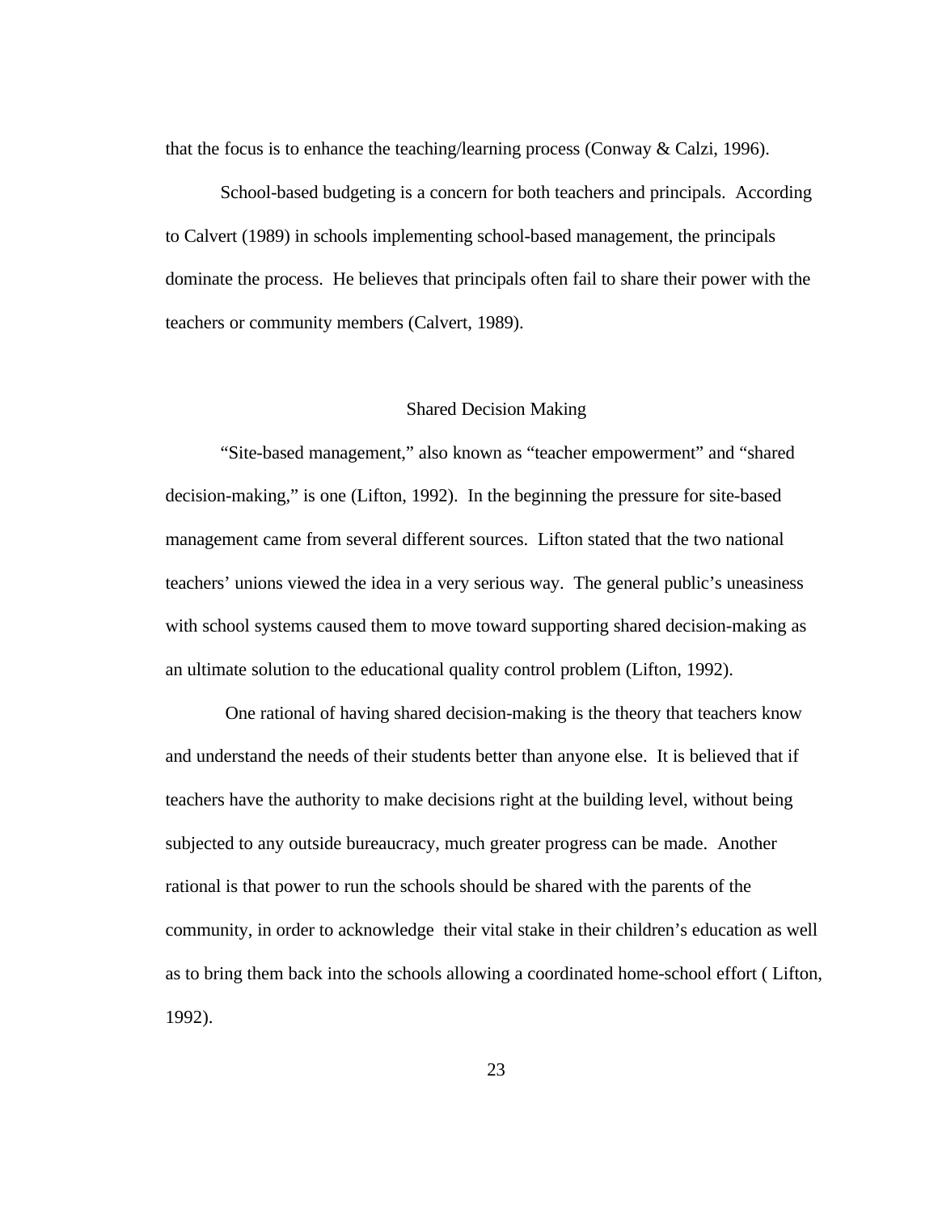that the focus is to enhance the teaching/learning process (Conway & Calzi, 1996).

School-based budgeting is a concern for both teachers and principals. According to Calvert (1989) in schools implementing school-based management, the principals dominate the process. He believes that principals often fail to share their power with the teachers or community members (Calvert, 1989).

## Shared Decision Making

"Site-based management," also known as "teacher empowerment" and "shared decision-making," is one (Lifton, 1992). In the beginning the pressure for site-based management came from several different sources. Lifton stated that the two national teachers' unions viewed the idea in a very serious way. The general public's uneasiness with school systems caused them to move toward supporting shared decision-making as an ultimate solution to the educational quality control problem (Lifton, 1992).

One rational of having shared decision-making is the theory that teachers know and understand the needs of their students better than anyone else. It is believed that if teachers have the authority to make decisions right at the building level, without being subjected to any outside bureaucracy, much greater progress can be made. Another rational is that power to run the schools should be shared with the parents of the community, in order to acknowledge their vital stake in their children's education as well as to bring them back into the schools allowing a coordinated home-school effort ( Lifton, 1992).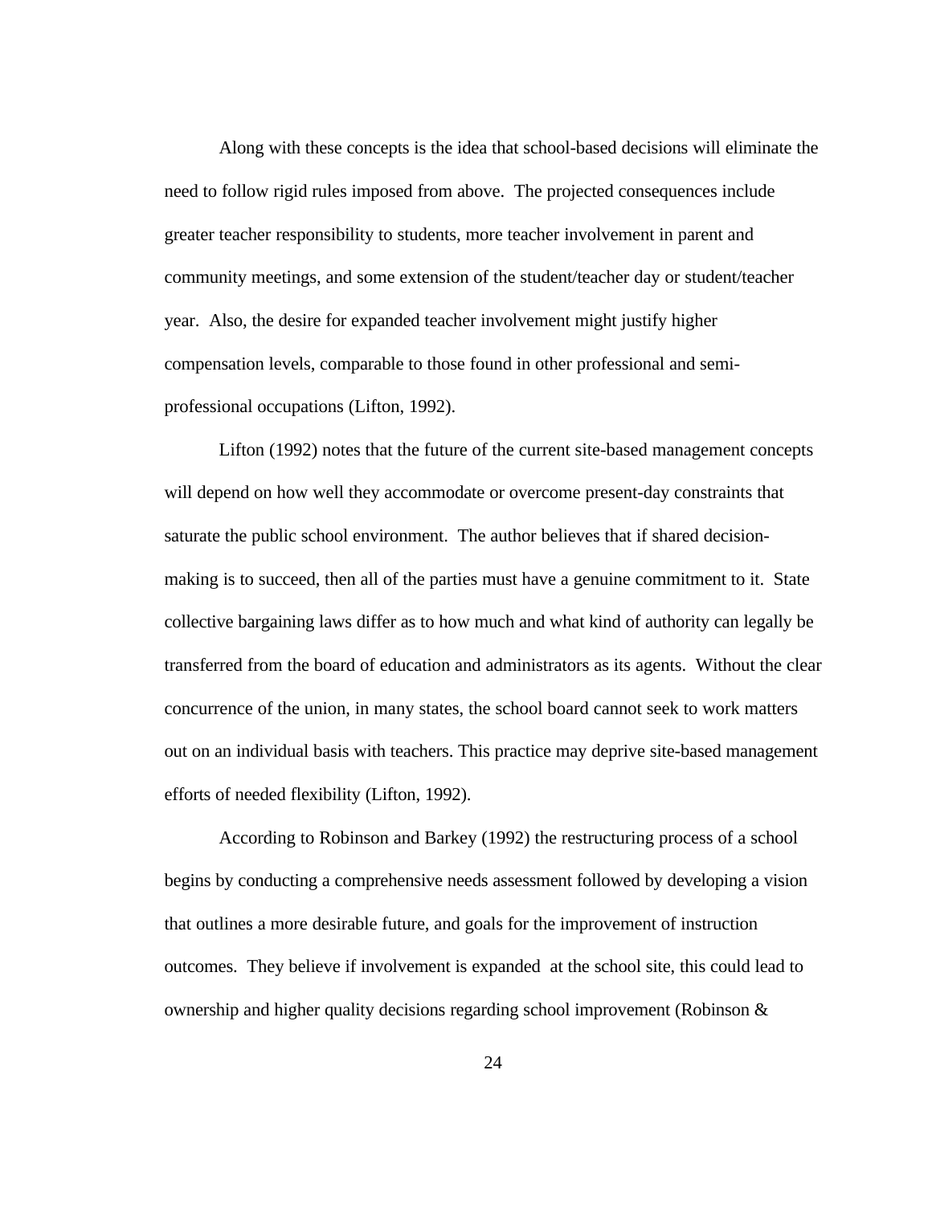Along with these concepts is the idea that school-based decisions will eliminate the need to follow rigid rules imposed from above. The projected consequences include greater teacher responsibility to students, more teacher involvement in parent and community meetings, and some extension of the student/teacher day or student/teacher year. Also, the desire for expanded teacher involvement might justify higher compensation levels, comparable to those found in other professional and semi-professional occupations (Lifton, 1992).

Lifton (1992) notes that the future of the current site-based management concepts will depend on how well they accommodate or overcome present-day constraints that saturate the public school environment. The author believes that if shared decision-making is to succeed, then all of the parties must have a genuine commitment to it. State collective bargaining laws differ as to how much and what kind of authority can legally be transferred from the board of education and administrators as its agents. Without the clear concurrence of the union, in many states, the school board cannot seek to work matters out on an individual basis with teachers. This practice may deprive site-based management efforts of needed flexibility (Lifton, 1992).

According to Robinson and Barkey (1992) the restructuring process of a school begins by conducting a comprehensive needs assessment followed by developing a vision that outlines a more desirable future, and goals for the improvement of instruction outcomes. They believe if involvement is expanded at the school site, this could lead to ownership and higher quality decisions regarding school improvement (Robinson &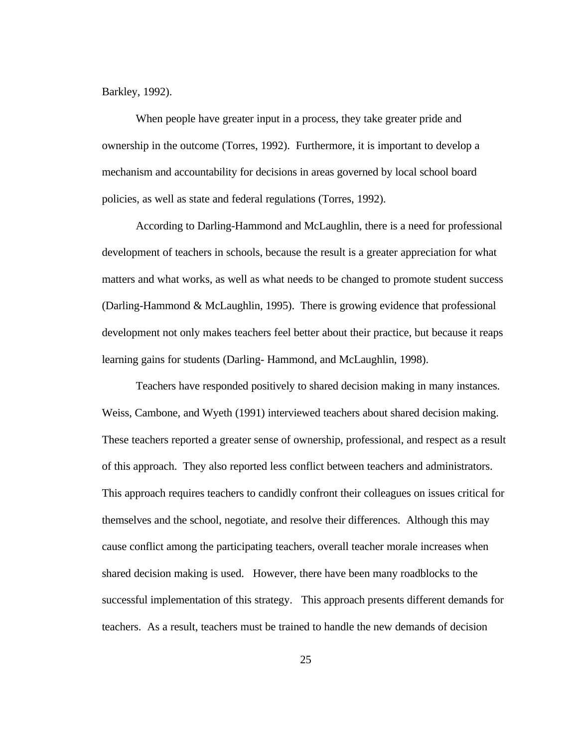Barkley, 1992).

When people have greater input in a process, they take greater pride and ownership in the outcome (Torres, 1992). Furthermore, it is important to develop a mechanism and accountability for decisions in areas governed by local school board policies, as well as state and federal regulations (Torres, 1992).

According to Darling-Hammond and McLaughlin, there is a need for professional development of teachers in schools, because the result is a greater appreciation for what matters and what works, as well as what needs to be changed to promote student success (Darling-Hammond & McLaughlin, 1995). There is growing evidence that professional development not only makes teachers feel better about their practice, but because it reaps learning gains for students (Darling- Hammond, and McLaughlin, 1998).

Teachers have responded positively to shared decision making in many instances. Weiss, Cambone, and Wyeth (1991) interviewed teachers about shared decision making. These teachers reported a greater sense of ownership, professional, and respect as a result of this approach. They also reported less conflict between teachers and administrators. This approach requires teachers to candidly confront their colleagues on issues critical for themselves and the school, negotiate, and resolve their differences. Although this may cause conflict among the participating teachers, overall teacher morale increases when shared decision making is used. However, there have been many roadblocks to the successful implementation of this strategy. This approach presents different demands for teachers. As a result, teachers must be trained to handle the new demands of decision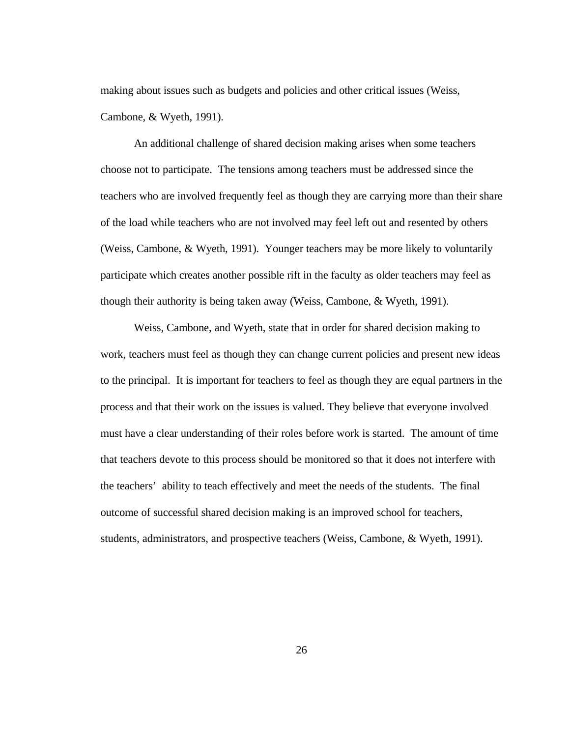making about issues such as budgets and policies and other critical issues (Weiss, Cambone, & Wyeth, 1991).

An additional challenge of shared decision making arises when some teachers choose not to participate. The tensions among teachers must be addressed since the teachers who are involved frequently feel as though they are carrying more than their share of the load while teachers who are not involved may feel left out and resented by others (Weiss, Cambone, & Wyeth, 1991). Younger teachers may be more likely to voluntarily participate which creates another possible rift in the faculty as older teachers may feel as though their authority is being taken away (Weiss, Cambone, & Wyeth, 1991).

Weiss, Cambone, and Wyeth, state that in order for shared decision making to work, teachers must feel as though they can change current policies and present new ideas to the principal. It is important for teachers to feel as though they are equal partners in the process and that their work on the issues is valued. They believe that everyone involved must have a clear understanding of their roles before work is started. The amount of time that teachers devote to this process should be monitored so that it does not interfere with the teachers' ability to teach effectively and meet the needs of the students. The final outcome of successful shared decision making is an improved school for teachers, students, administrators, and prospective teachers (Weiss, Cambone, & Wyeth, 1991).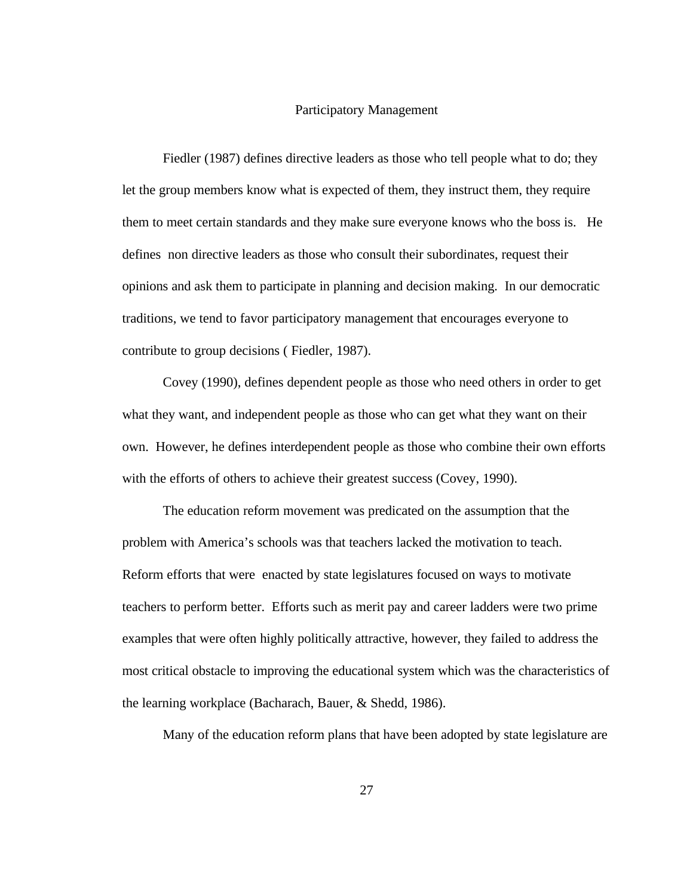## Participatory Management

Fiedler (1987) defines directive leaders as those who tell people what to do; they let the group members know what is expected of them, they instruct them, they require them to meet certain standards and they make sure everyone knows who the boss is. He defines non directive leaders as those who consult their subordinates, request their opinions and ask them to participate in planning and decision making. In our democratic traditions, we tend to favor participatory management that encourages everyone to contribute to group decisions ( Fiedler, 1987).

Covey (1990), defines dependent people as those who need others in order to get what they want, and independent people as those who can get what they want on their own. However, he defines interdependent people as those who combine their own efforts with the efforts of others to achieve their greatest success (Covey, 1990).

The education reform movement was predicated on the assumption that the problem with America's schools was that teachers lacked the motivation to teach. Reform efforts that were enacted by state legislatures focused on ways to motivate teachers to perform better. Efforts such as merit pay and career ladders were two prime examples that were often highly politically attractive, however, they failed to address the most critical obstacle to improving the educational system which was the characteristics of the learning workplace (Bacharach, Bauer, & Shedd, 1986).

Many of the education reform plans that have been adopted by state legislature are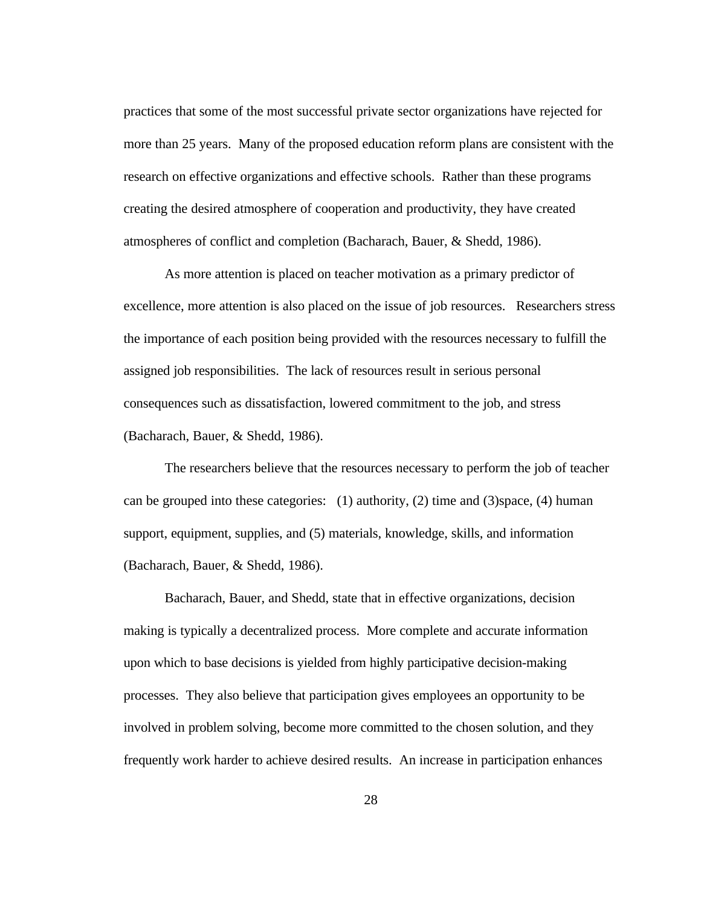practices that some of the most successful private sector organizations have rejected for more than 25 years. Many of the proposed education reform plans are consistent with the research on effective organizations and effective schools. Rather than these programs creating the desired atmosphere of cooperation and productivity, they have created atmospheres of conflict and completion (Bacharach, Bauer, & Shedd, 1986).

As more attention is placed on teacher motivation as a primary predictor of excellence, more attention is also placed on the issue of job resources. Researchers stress the importance of each position being provided with the resources necessary to fulfill the assigned job responsibilities. The lack of resources result in serious personal consequences such as dissatisfaction, lowered commitment to the job, and stress (Bacharach, Bauer, & Shedd, 1986).

The researchers believe that the resources necessary to perform the job of teacher can be grouped into these categories: (1) authority, (2) time and (3)space, (4) human support, equipment, supplies, and (5) materials, knowledge, skills, and information (Bacharach, Bauer, & Shedd, 1986).

Bacharach, Bauer, and Shedd, state that in effective organizations, decision making is typically a decentralized process. More complete and accurate information upon which to base decisions is yielded from highly participative decision-making processes. They also believe that participation gives employees an opportunity to be involved in problem solving, become more committed to the chosen solution, and they frequently work harder to achieve desired results. An increase in participation enhances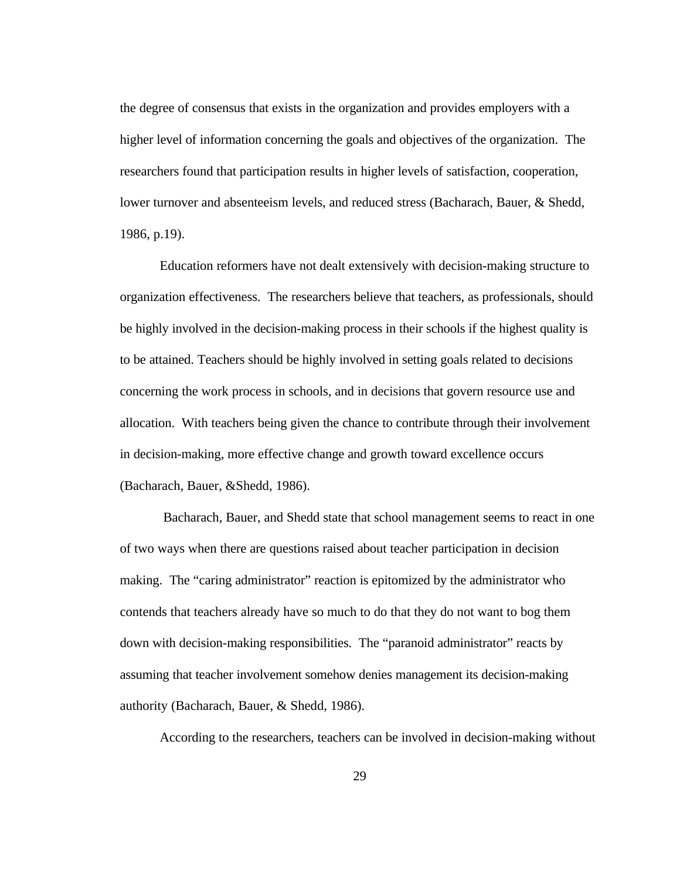the degree of consensus that exists in the organization and provides employers with a higher level of information concerning the goals and objectives of the organization. The researchers found that participation results in higher levels of satisfaction, cooperation, lower turnover and absenteeism levels, and reduced stress (Bacharach, Bauer, & Shedd, 1986, p.19).

Education reformers have not dealt extensively with decision-making structure to organization effectiveness. The researchers believe that teachers, as professionals, should be highly involved in the decision-making process in their schools if the highest quality is to be attained. Teachers should be highly involved in setting goals related to decisions concerning the work process in schools, and in decisions that govern resource use and allocation. With teachers being given the chance to contribute through their involvement in decision-making, more effective change and growth toward excellence occurs (Bacharach, Bauer, &Shedd, 1986).

Bacharach, Bauer, and Shedd state that school management seems to react in one of two ways when there are questions raised about teacher participation in decision making. The "caring administrator" reaction is epitomized by the administrator who contends that teachers already have so much to do that they do not want to bog them down with decision-making responsibilities. The "paranoid administrator" reacts by assuming that teacher involvement somehow denies management its decision-making authority (Bacharach, Bauer, & Shedd, 1986).

According to the researchers, teachers can be involved in decision-making without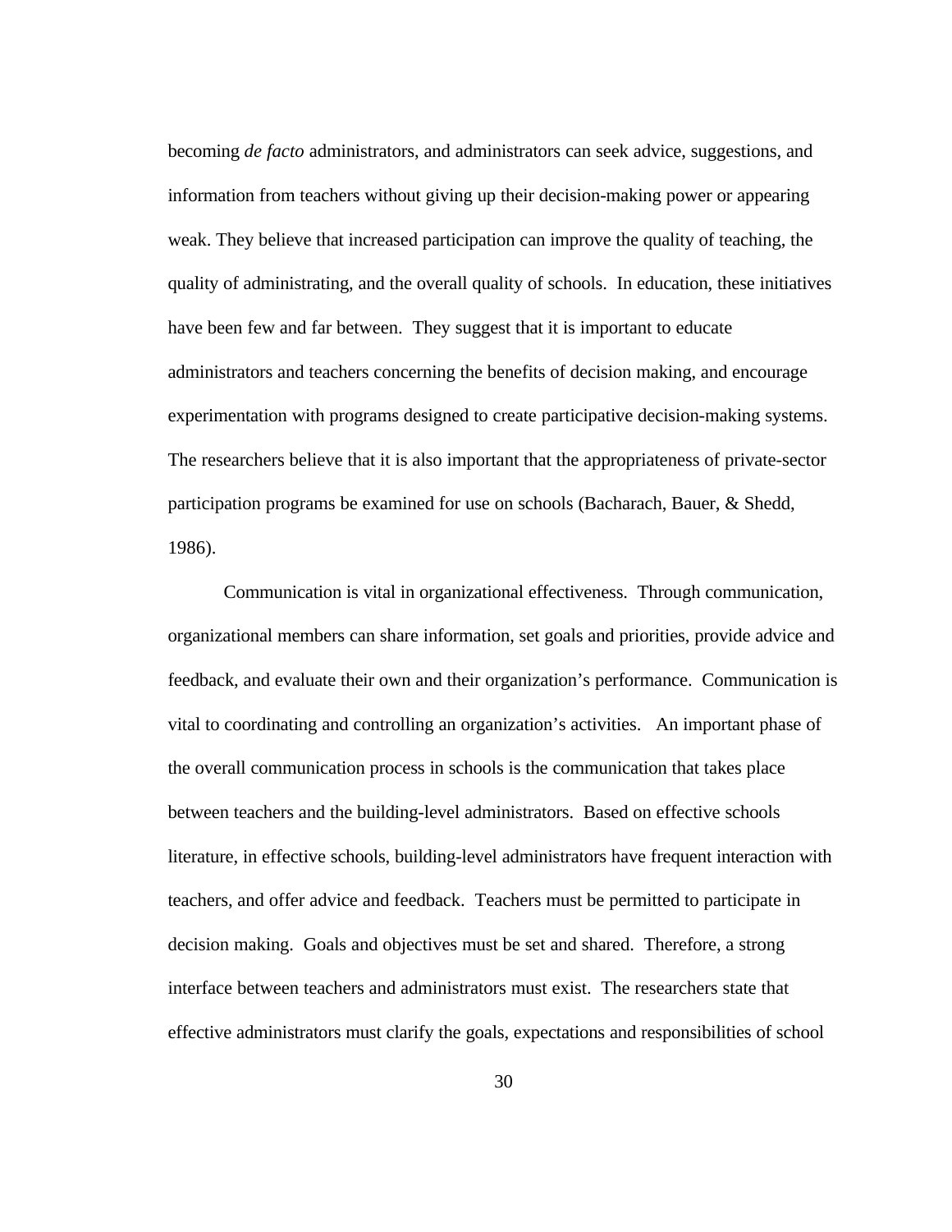becoming *de facto* administrators, and administrators can seek advice, suggestions, and information from teachers without giving up their decision-making power or appearing weak. They believe that increased participation can improve the quality of teaching, the quality of administrating, and the overall quality of schools. In education, these initiatives have been few and far between. They suggest that it is important to educate administrators and teachers concerning the benefits of decision making, and encourage experimentation with programs designed to create participative decision-making systems. The researchers believe that it is also important that the appropriateness of private-sector participation programs be examined for use on schools (Bacharach, Bauer, & Shedd, 1986).

Communication is vital in organizational effectiveness. Through communication, organizational members can share information, set goals and priorities, provide advice and feedback, and evaluate their own and their organization's performance. Communication is vital to coordinating and controlling an organization's activities. An important phase of the overall communication process in schools is the communication that takes place between teachers and the building-level administrators. Based on effective schools literature, in effective schools, building-level administrators have frequent interaction with teachers, and offer advice and feedback. Teachers must be permitted to participate in decision making. Goals and objectives must be set and shared. Therefore, a strong interface between teachers and administrators must exist. The researchers state that effective administrators must clarify the goals, expectations and responsibilities of school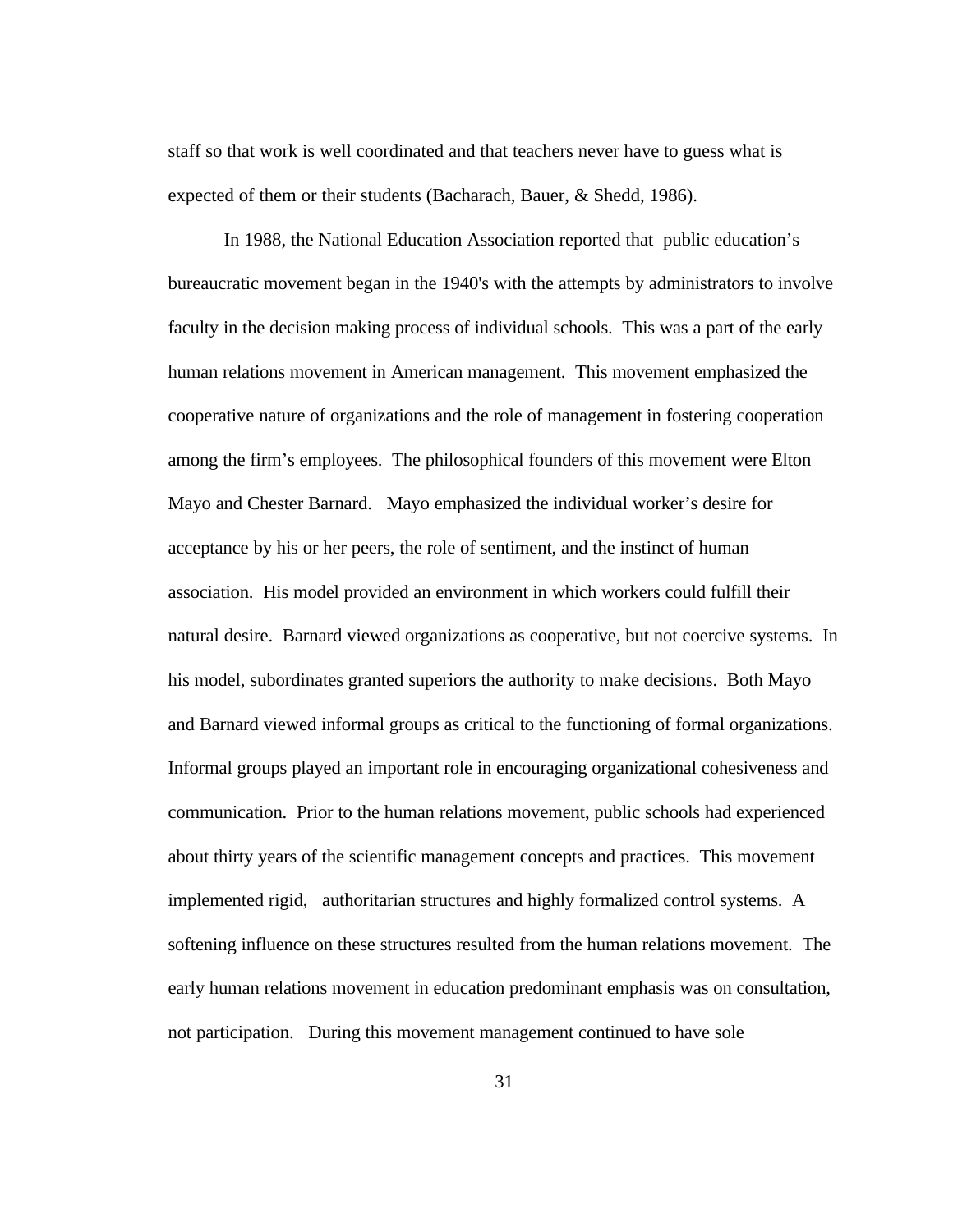staff so that work is well coordinated and that teachers never have to guess what is expected of them or their students (Bacharach, Bauer, & Shedd, 1986).

In 1988, the National Education Association reported that public education's bureaucratic movement began in the 1940's with the attempts by administrators to involve faculty in the decision making process of individual schools. This was a part of the early human relations movement in American management. This movement emphasized the cooperative nature of organizations and the role of management in fostering cooperation among the firm's employees. The philosophical founders of this movement were Elton Mayo and Chester Barnard. Mayo emphasized the individual worker's desire for acceptance by his or her peers, the role of sentiment, and the instinct of human association. His model provided an environment in which workers could fulfill their natural desire. Barnard viewed organizations as cooperative, but not coercive systems. In his model, subordinates granted superiors the authority to make decisions. Both Mayo and Barnard viewed informal groups as critical to the functioning of formal organizations. Informal groups played an important role in encouraging organizational cohesiveness and communication. Prior to the human relations movement, public schools had experienced about thirty years of the scientific management concepts and practices. This movement implemented rigid, authoritarian structures and highly formalized control systems. A softening influence on these structures resulted from the human relations movement. The early human relations movement in education predominant emphasis was on consultation, not participation. During this movement management continued to have sole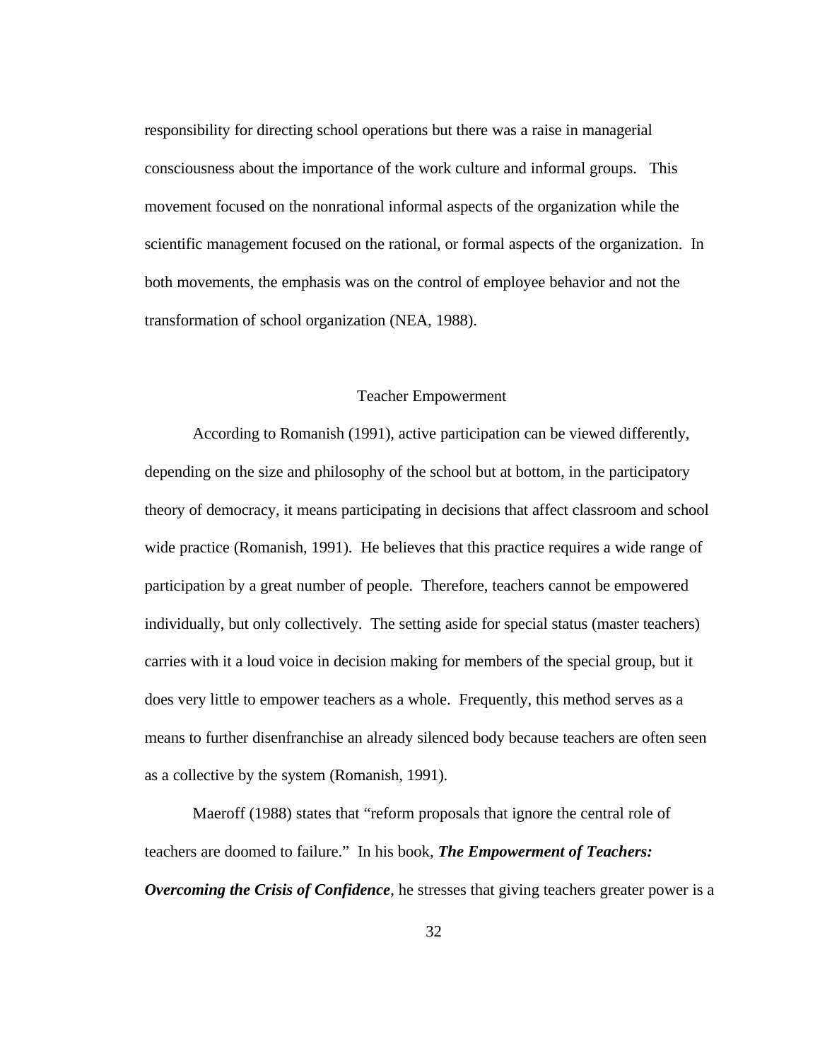responsibility for directing school operations but there was a raise in managerial consciousness about the importance of the work culture and informal groups. This movement focused on the nonrational informal aspects of the organization while the scientific management focused on the rational, or formal aspects of the organization. In both movements, the emphasis was on the control of employee behavior and not the transformation of school organization (NEA, 1988).

## Teacher Empowerment

According to Romanish (1991), active participation can be viewed differently, depending on the size and philosophy of the school but at bottom, in the participatory theory of democracy, it means participating in decisions that affect classroom and school wide practice (Romanish, 1991). He believes that this practice requires a wide range of participation by a great number of people. Therefore, teachers cannot be empowered individually, but only collectively. The setting aside for special status (master teachers) carries with it a loud voice in decision making for members of the special group, but it does very little to empower teachers as a whole. Frequently, this method serves as a means to further disenfranchise an already silenced body because teachers are often seen as a collective by the system (Romanish, 1991).

Maeroff (1988) states that "reform proposals that ignore the central role of teachers are doomed to failure." In his book, ***The Empowerment of Teachers: Overcoming the Crisis of Confidence***, he stresses that giving teachers greater power is a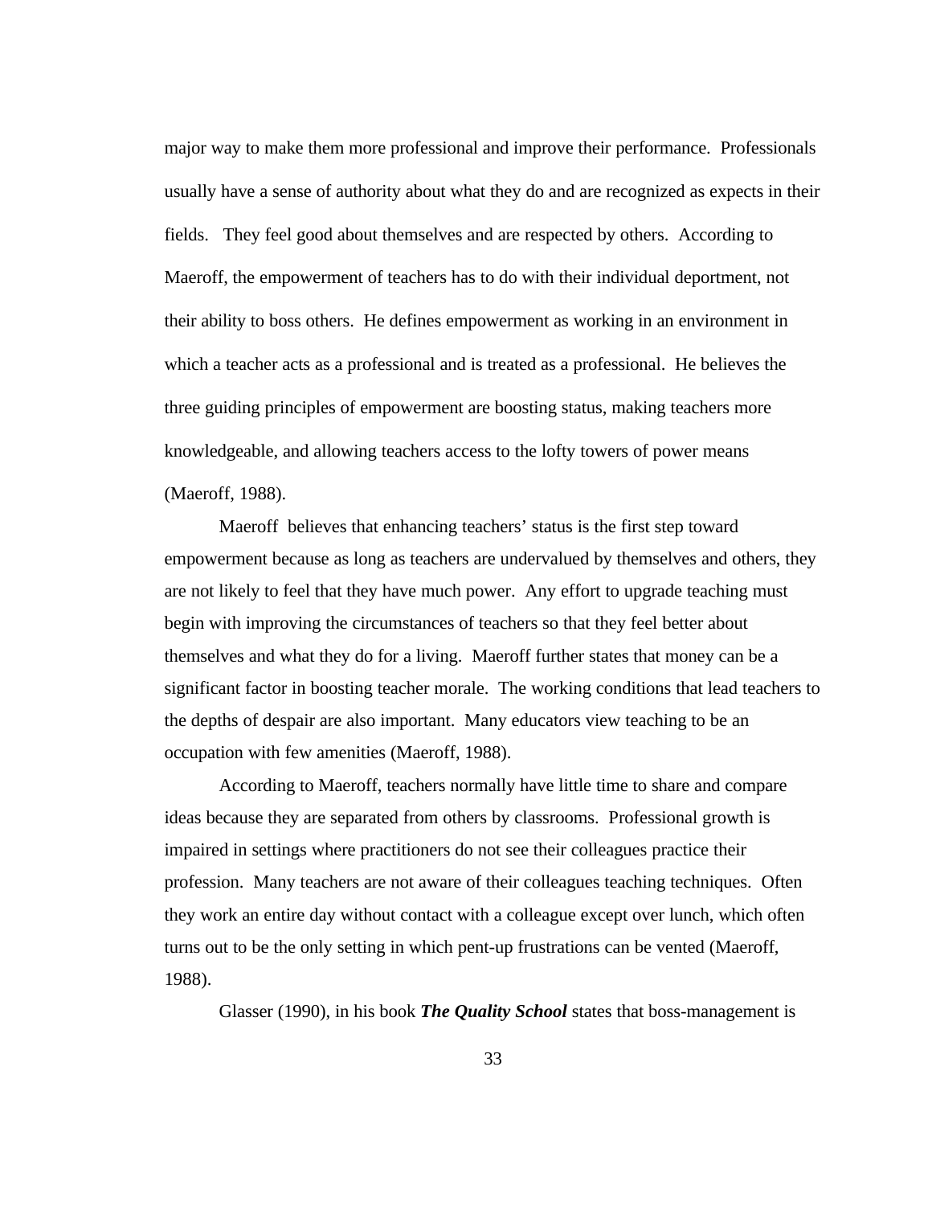major way to make them more professional and improve their performance. Professionals usually have a sense of authority about what they do and are recognized as expects in their fields. They feel good about themselves and are respected by others. According to Maeroff, the empowerment of teachers has to do with their individual deportment, not their ability to boss others. He defines empowerment as working in an environment in which a teacher acts as a professional and is treated as a professional. He believes the three guiding principles of empowerment are boosting status, making teachers more knowledgeable, and allowing teachers access to the lofty towers of power means (Maeroff, 1988).

Maeroff believes that enhancing teachers' status is the first step toward empowerment because as long as teachers are undervalued by themselves and others, they are not likely to feel that they have much power. Any effort to upgrade teaching must begin with improving the circumstances of teachers so that they feel better about themselves and what they do for a living. Maeroff further states that money can be a significant factor in boosting teacher morale. The working conditions that lead teachers to the depths of despair are also important. Many educators view teaching to be an occupation with few amenities (Maeroff, 1988).

According to Maeroff, teachers normally have little time to share and compare ideas because they are separated from others by classrooms. Professional growth is impaired in settings where practitioners do not see their colleagues practice their profession. Many teachers are not aware of their colleagues teaching techniques. Often they work an entire day without contact with a colleague except over lunch, which often turns out to be the only setting in which pent-up frustrations can be vented (Maeroff, 1988).

Glasser (1990), in his book ***The Quality School*** states that boss-management is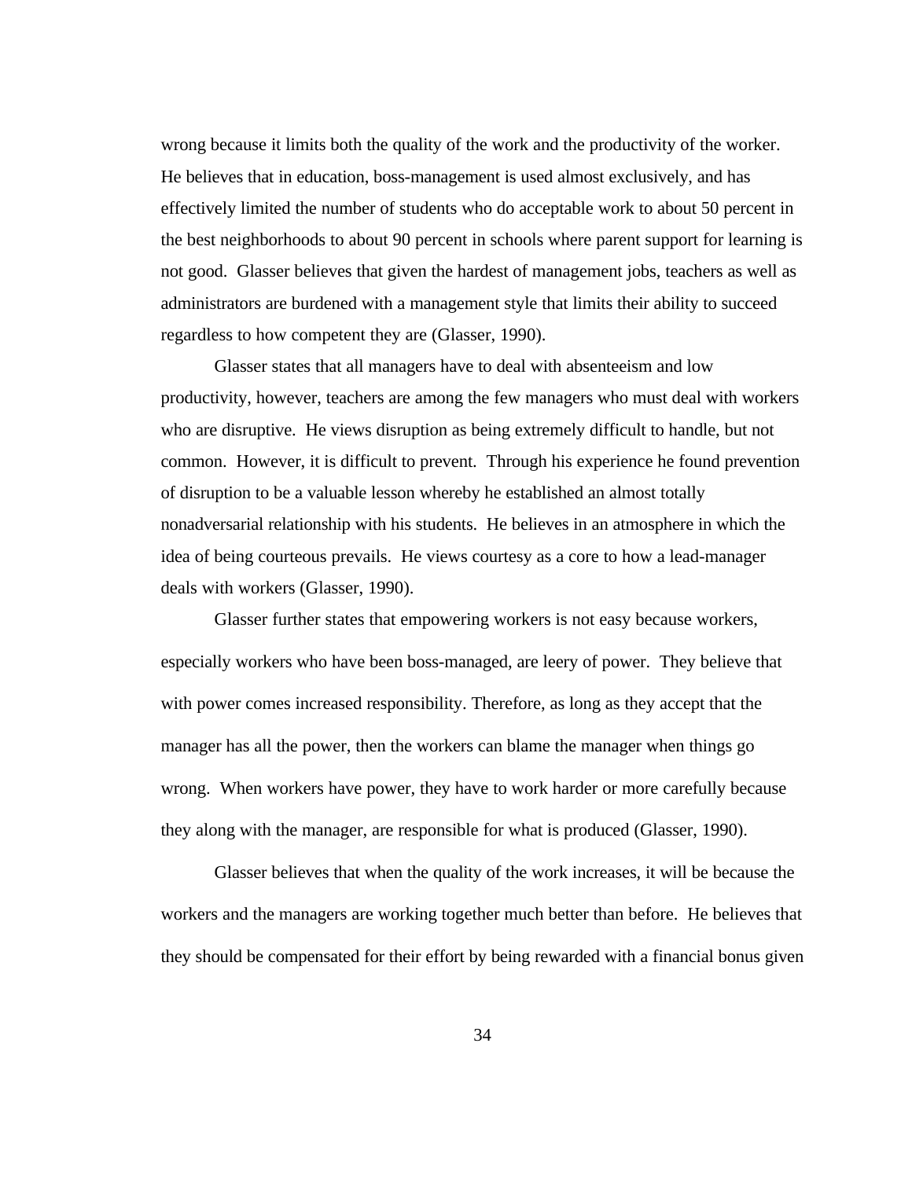wrong because it limits both the quality of the work and the productivity of the worker. He believes that in education, boss-management is used almost exclusively, and has effectively limited the number of students who do acceptable work to about 50 percent in the best neighborhoods to about 90 percent in schools where parent support for learning is not good. Glasser believes that given the hardest of management jobs, teachers as well as administrators are burdened with a management style that limits their ability to succeed regardless to how competent they are (Glasser, 1990).

Glasser states that all managers have to deal with absenteeism and low productivity, however, teachers are among the few managers who must deal with workers who are disruptive. He views disruption as being extremely difficult to handle, but not common. However, it is difficult to prevent. Through his experience he found prevention of disruption to be a valuable lesson whereby he established an almost totally nonadversarial relationship with his students. He believes in an atmosphere in which the idea of being courteous prevails. He views courtesy as a core to how a lead-manager deals with workers (Glasser, 1990).

Glasser further states that empowering workers is not easy because workers, especially workers who have been boss-managed, are leery of power. They believe that with power comes increased responsibility. Therefore, as long as they accept that the manager has all the power, then the workers can blame the manager when things go wrong. When workers have power, they have to work harder or more carefully because they along with the manager, are responsible for what is produced (Glasser, 1990).

Glasser believes that when the quality of the work increases, it will be because the workers and the managers are working together much better than before. He believes that they should be compensated for their effort by being rewarded with a financial bonus given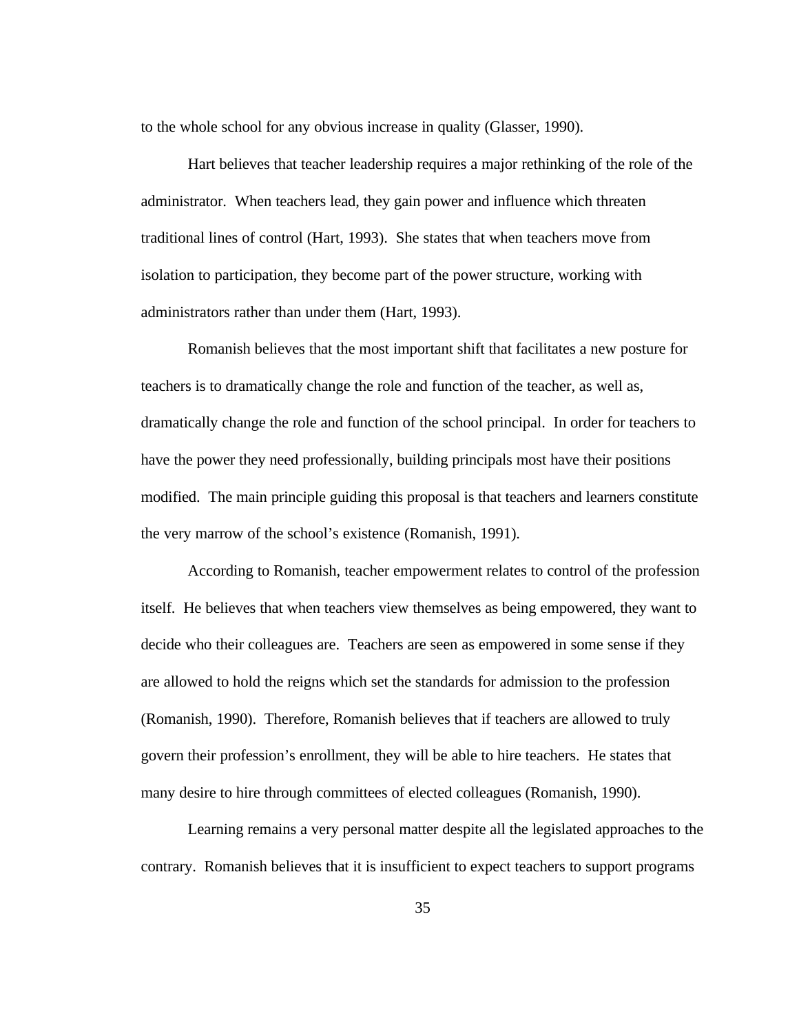to the whole school for any obvious increase in quality (Glasser, 1990).

Hart believes that teacher leadership requires a major rethinking of the role of the administrator. When teachers lead, they gain power and influence which threaten traditional lines of control (Hart, 1993). She states that when teachers move from isolation to participation, they become part of the power structure, working with administrators rather than under them (Hart, 1993).

Romanish believes that the most important shift that facilitates a new posture for teachers is to dramatically change the role and function of the teacher, as well as, dramatically change the role and function of the school principal. In order for teachers to have the power they need professionally, building principals most have their positions modified. The main principle guiding this proposal is that teachers and learners constitute the very marrow of the school's existence (Romanish, 1991).

According to Romanish, teacher empowerment relates to control of the profession itself. He believes that when teachers view themselves as being empowered, they want to decide who their colleagues are. Teachers are seen as empowered in some sense if they are allowed to hold the reigns which set the standards for admission to the profession (Romanish, 1990). Therefore, Romanish believes that if teachers are allowed to truly govern their profession's enrollment, they will be able to hire teachers. He states that many desire to hire through committees of elected colleagues (Romanish, 1990).

Learning remains a very personal matter despite all the legislated approaches to the contrary. Romanish believes that it is insufficient to expect teachers to support programs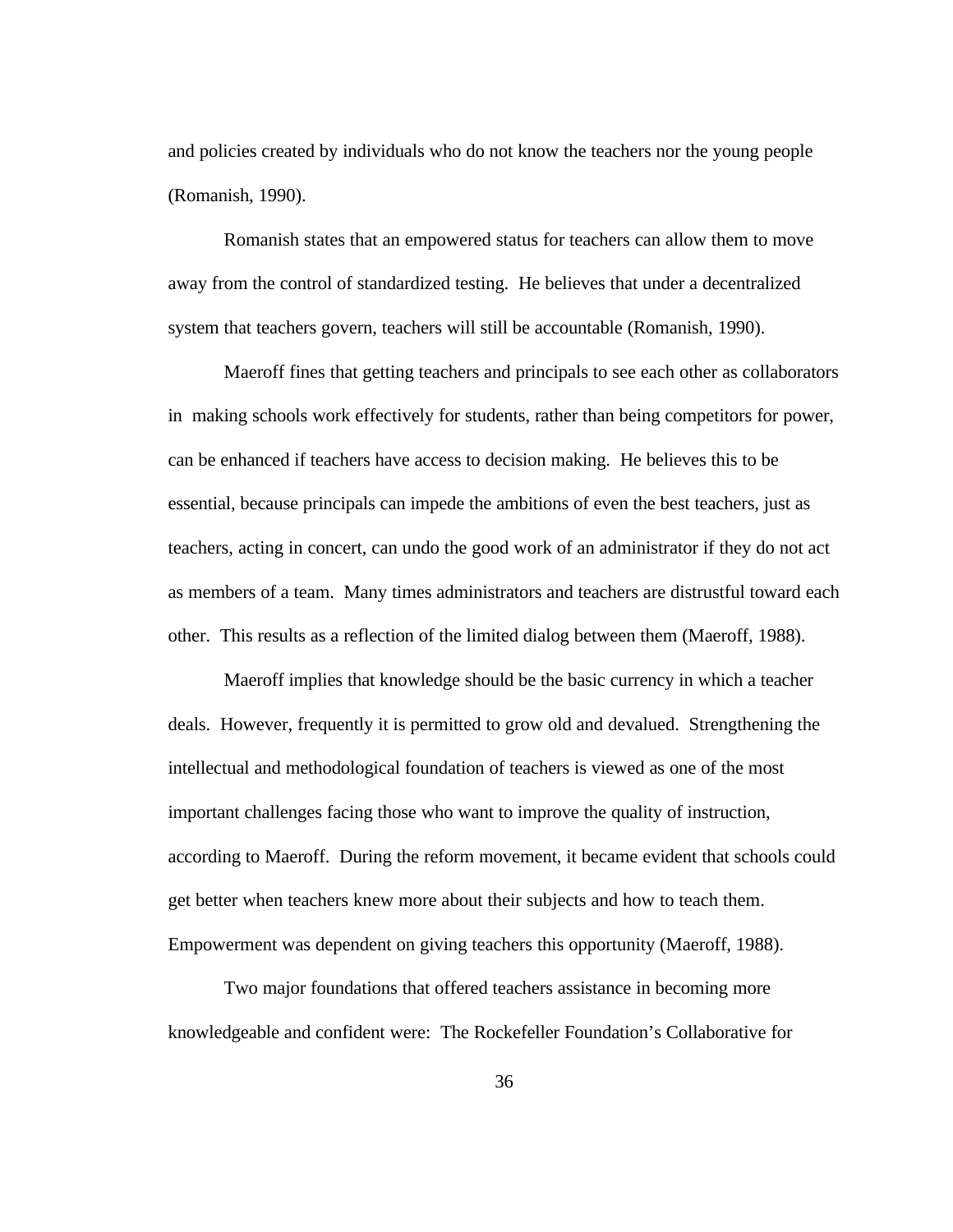and policies created by individuals who do not know the teachers nor the young people (Romanish, 1990).

Romanish states that an empowered status for teachers can allow them to move away from the control of standardized testing. He believes that under a decentralized system that teachers govern, teachers will still be accountable (Romanish, 1990).

Maeroff fines that getting teachers and principals to see each other as collaborators in making schools work effectively for students, rather than being competitors for power, can be enhanced if teachers have access to decision making. He believes this to be essential, because principals can impede the ambitions of even the best teachers, just as teachers, acting in concert, can undo the good work of an administrator if they do not act as members of a team. Many times administrators and teachers are distrustful toward each other. This results as a reflection of the limited dialog between them (Maeroff, 1988).

Maeroff implies that knowledge should be the basic currency in which a teacher deals. However, frequently it is permitted to grow old and devalued. Strengthening the intellectual and methodological foundation of teachers is viewed as one of the most important challenges facing those who want to improve the quality of instruction, according to Maeroff. During the reform movement, it became evident that schools could get better when teachers knew more about their subjects and how to teach them. Empowerment was dependent on giving teachers this opportunity (Maeroff, 1988).

Two major foundations that offered teachers assistance in becoming more knowledgeable and confident were: The Rockefeller Foundation's Collaborative for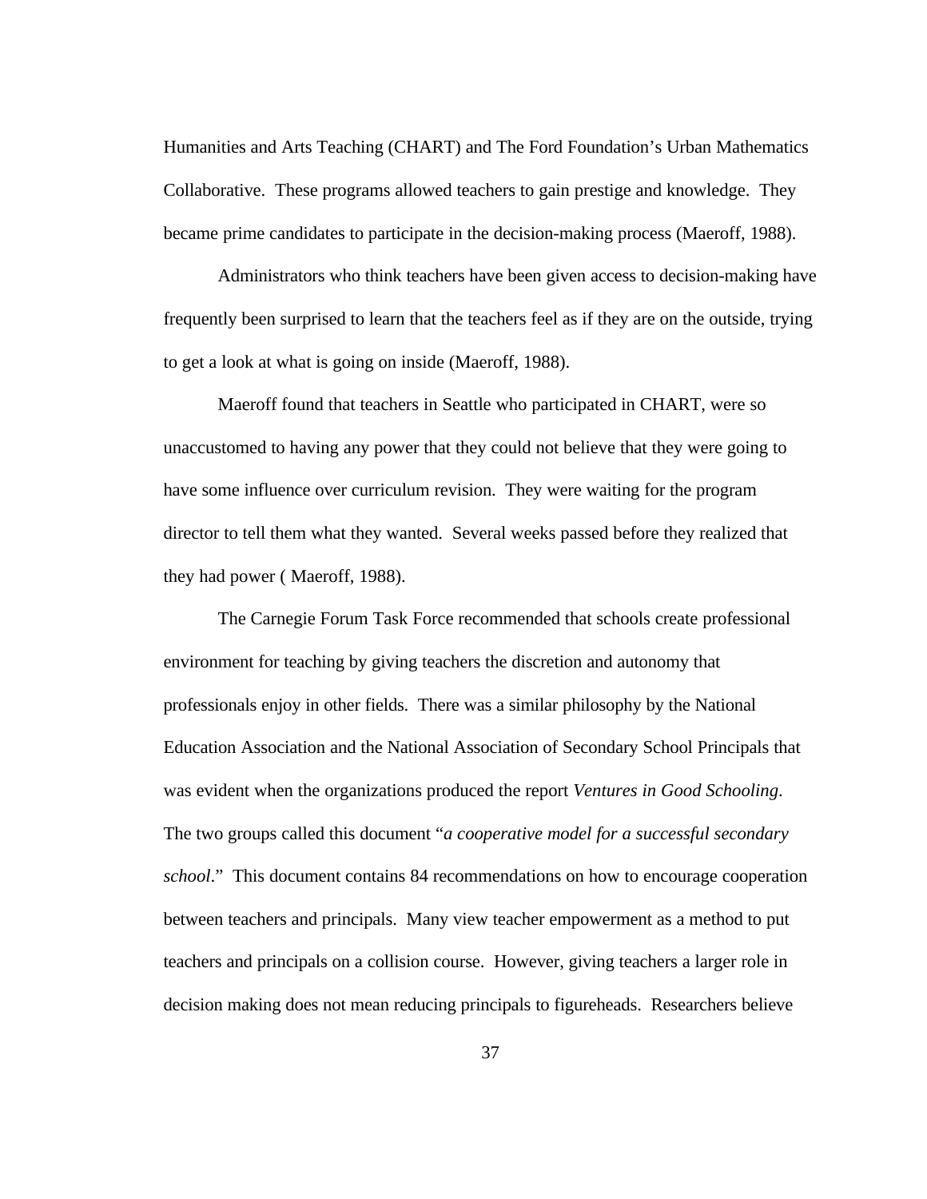Humanities and Arts Teaching (CHART) and The Ford Foundation's Urban Mathematics Collaborative. These programs allowed teachers to gain prestige and knowledge. They became prime candidates to participate in the decision-making process (Maeroff, 1988).

Administrators who think teachers have been given access to decision-making have frequently been surprised to learn that the teachers feel as if they are on the outside, trying to get a look at what is going on inside (Maeroff, 1988).

Maeroff found that teachers in Seattle who participated in CHART, were so unaccustomed to having any power that they could not believe that they were going to have some influence over curriculum revision. They were waiting for the program director to tell them what they wanted. Several weeks passed before they realized that they had power ( Maeroff, 1988).

The Carnegie Forum Task Force recommended that schools create professional environment for teaching by giving teachers the discretion and autonomy that professionals enjoy in other fields. There was a similar philosophy by the National Education Association and the National Association of Secondary School Principals that was evident when the organizations produced the report *Ventures in Good Schooling*. The two groups called this document "*a cooperative model for a successful secondary school*." This document contains 84 recommendations on how to encourage cooperation between teachers and principals. Many view teacher empowerment as a method to put teachers and principals on a collision course. However, giving teachers a larger role in decision making does not mean reducing principals to figureheads. Researchers believe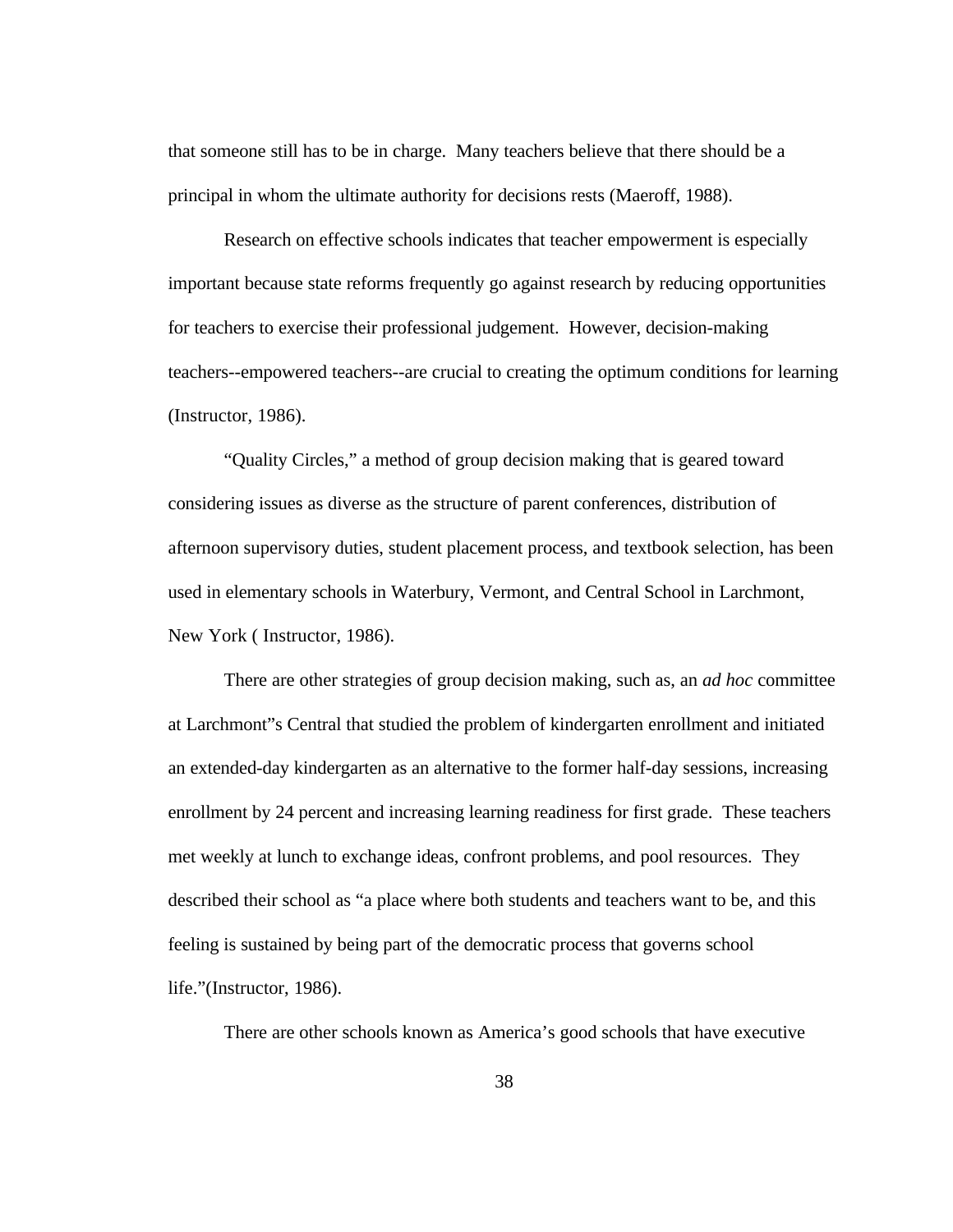that someone still has to be in charge.  Many teachers believe that there should be a principal in whom the ultimate authority for decisions rests (Maeroff, 1988).

Research on effective schools indicates that teacher empowerment is especially important because state reforms frequently go against research by reducing opportunities for teachers to exercise their professional judgement.  However, decision-making teachers--empowered teachers--are crucial to creating the optimum conditions for learning (Instructor, 1986).

"Quality Circles," a method of group decision making that is geared toward considering issues as diverse as the structure of parent conferences, distribution of afternoon supervisory duties, student placement process, and textbook selection, has been used in elementary schools in Waterbury, Vermont, and Central School in Larchmont, New York ( Instructor, 1986).

There are other strategies of group decision making, such as, an *ad hoc* committee at Larchmont"s Central that studied the problem of kindergarten enrollment and initiated an extended-day kindergarten as an alternative to the former half-day sessions, increasing enrollment by 24 percent and increasing learning readiness for first grade.  These teachers met weekly at lunch to exchange ideas, confront problems, and pool resources.  They described their school as "a place where both students and teachers want to be, and this feeling is sustained by being part of the democratic process that governs school life."(Instructor, 1986).

There are other schools known as America's good schools that have executive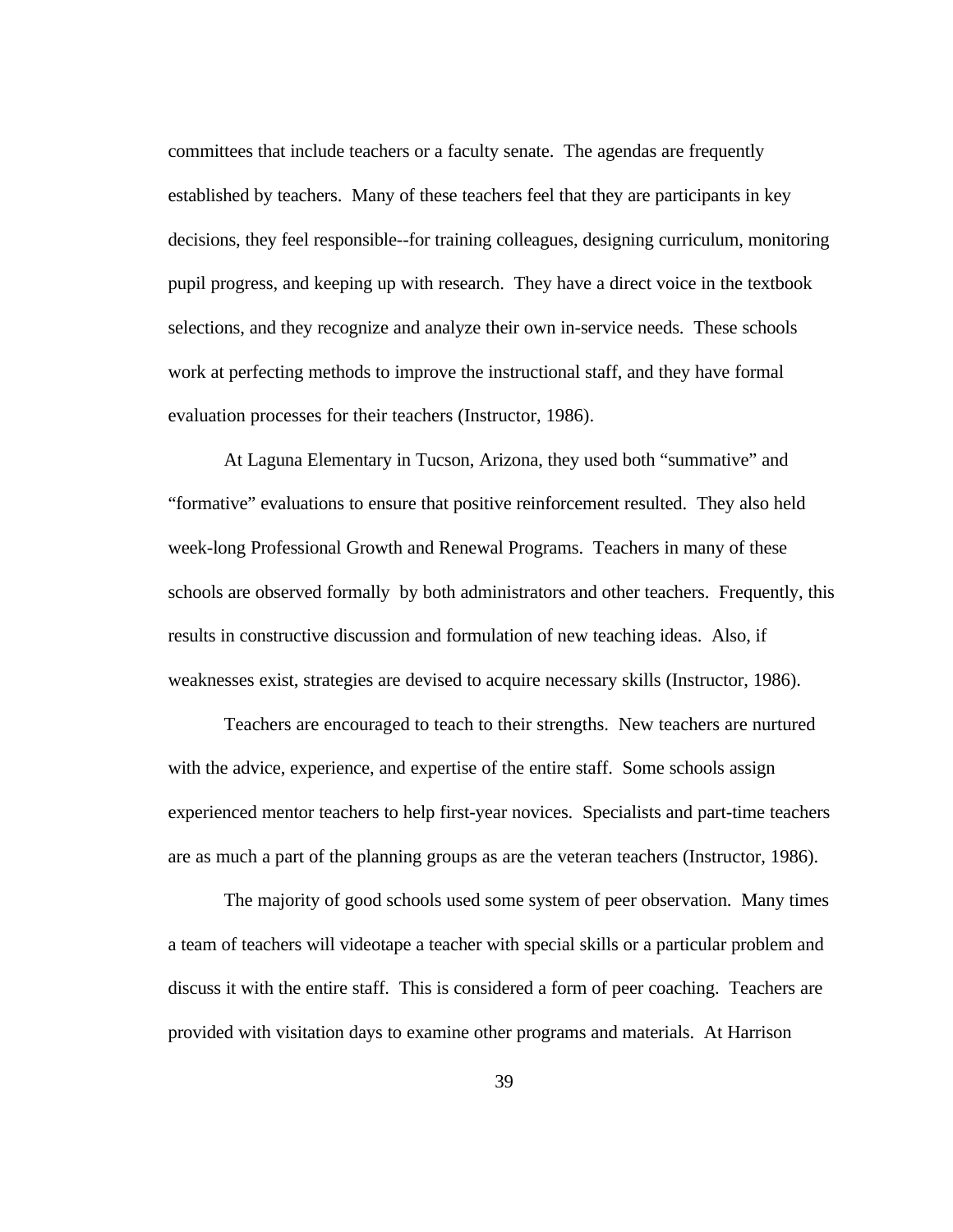committees that include teachers or a faculty senate. The agendas are frequently established by teachers. Many of these teachers feel that they are participants in key decisions, they feel responsible--for training colleagues, designing curriculum, monitoring pupil progress, and keeping up with research. They have a direct voice in the textbook selections, and they recognize and analyze their own in-service needs. These schools work at perfecting methods to improve the instructional staff, and they have formal evaluation processes for their teachers (Instructor, 1986).

At Laguna Elementary in Tucson, Arizona, they used both "summative" and "formative" evaluations to ensure that positive reinforcement resulted. They also held week-long Professional Growth and Renewal Programs. Teachers in many of these schools are observed formally by both administrators and other teachers. Frequently, this results in constructive discussion and formulation of new teaching ideas. Also, if weaknesses exist, strategies are devised to acquire necessary skills (Instructor, 1986).

Teachers are encouraged to teach to their strengths. New teachers are nurtured with the advice, experience, and expertise of the entire staff. Some schools assign experienced mentor teachers to help first-year novices. Specialists and part-time teachers are as much a part of the planning groups as are the veteran teachers (Instructor, 1986).

The majority of good schools used some system of peer observation. Many times a team of teachers will videotape a teacher with special skills or a particular problem and discuss it with the entire staff. This is considered a form of peer coaching. Teachers are provided with visitation days to examine other programs and materials. At Harrison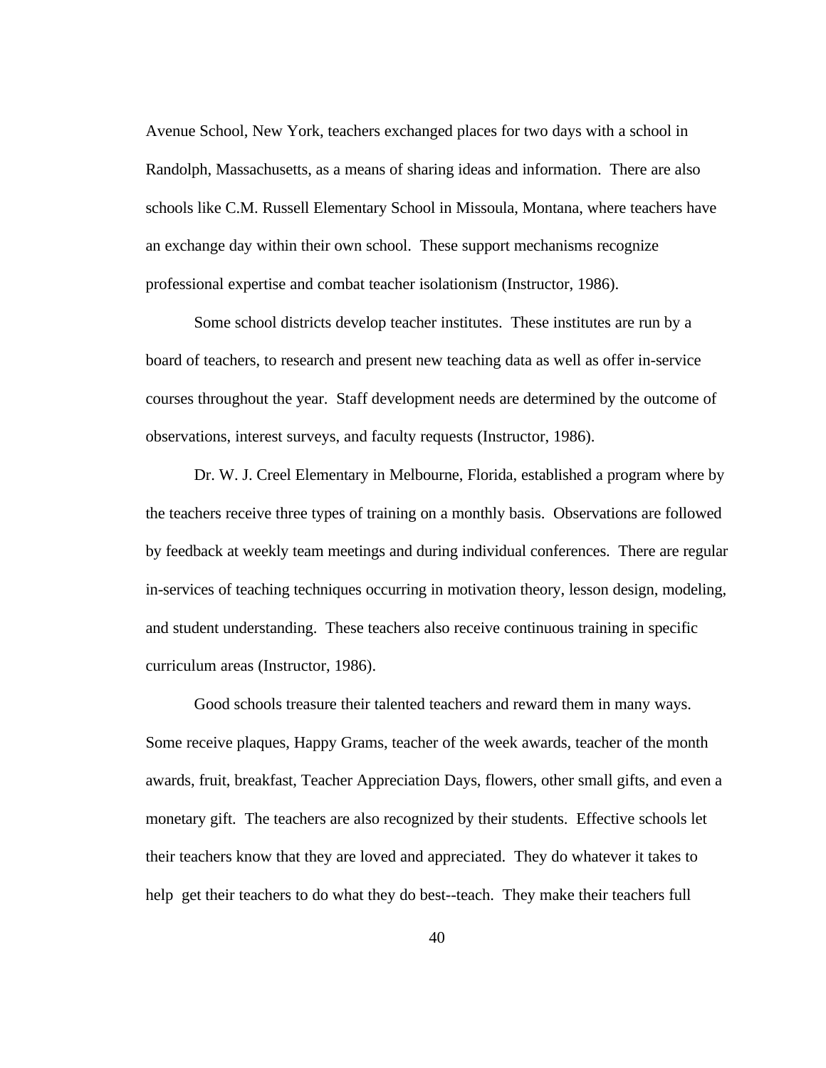Avenue School, New York, teachers exchanged places for two days with a school in Randolph, Massachusetts, as a means of sharing ideas and information.  There are also schools like C.M. Russell Elementary School in Missoula, Montana, where teachers have an exchange day within their own school.  These support mechanisms recognize professional expertise and combat teacher isolationism (Instructor, 1986).

Some school districts develop teacher institutes.  These institutes are run by a board of teachers, to research and present new teaching data as well as offer in-service courses throughout the year.  Staff development needs are determined by the outcome of observations, interest surveys, and faculty requests (Instructor, 1986).

Dr. W. J. Creel Elementary in Melbourne, Florida, established a program where by the teachers receive three types of training on a monthly basis.  Observations are followed by feedback at weekly team meetings and during individual conferences.  There are regular in-services of teaching techniques occurring in motivation theory, lesson design, modeling, and student understanding.  These teachers also receive continuous training in specific curriculum areas (Instructor, 1986).

Good schools treasure their talented teachers and reward them in many ways. Some receive plaques, Happy Grams, teacher of the week awards, teacher of the month awards, fruit, breakfast, Teacher Appreciation Days, flowers, other small gifts, and even a monetary gift.  The teachers are also recognized by their students.  Effective schools let their teachers know that they are loved and appreciated.  They do whatever it takes to help  get their teachers to do what they do best--teach.  They make their teachers full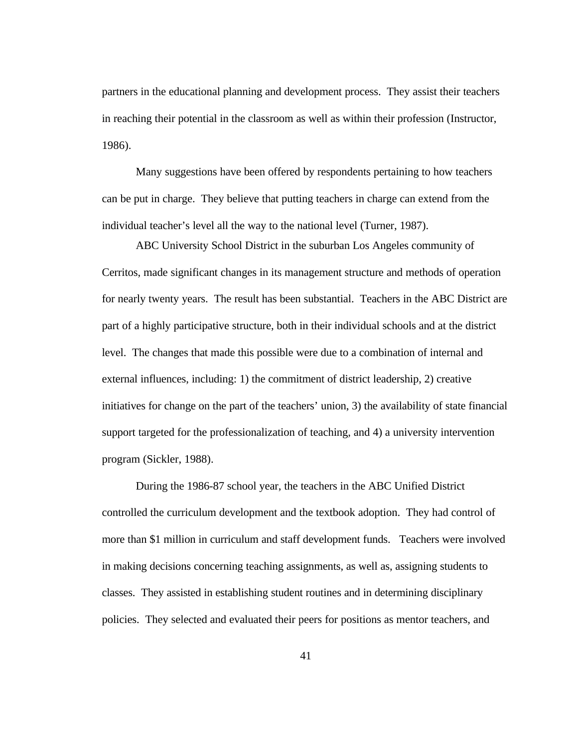partners in the educational planning and development process. They assist their teachers in reaching their potential in the classroom as well as within their profession (Instructor, 1986).

Many suggestions have been offered by respondents pertaining to how teachers can be put in charge. They believe that putting teachers in charge can extend from the individual teacher's level all the way to the national level (Turner, 1987).

ABC University School District in the suburban Los Angeles community of Cerritos, made significant changes in its management structure and methods of operation for nearly twenty years. The result has been substantial. Teachers in the ABC District are part of a highly participative structure, both in their individual schools and at the district level. The changes that made this possible were due to a combination of internal and external influences, including: 1) the commitment of district leadership, 2) creative initiatives for change on the part of the teachers' union, 3) the availability of state financial support targeted for the professionalization of teaching, and 4) a university intervention program (Sickler, 1988).

During the 1986-87 school year, the teachers in the ABC Unified District controlled the curriculum development and the textbook adoption. They had control of more than $1 million in curriculum and staff development funds. Teachers were involved in making decisions concerning teaching assignments, as well as, assigning students to classes. They assisted in establishing student routines and in determining disciplinary policies. They selected and evaluated their peers for positions as mentor teachers, and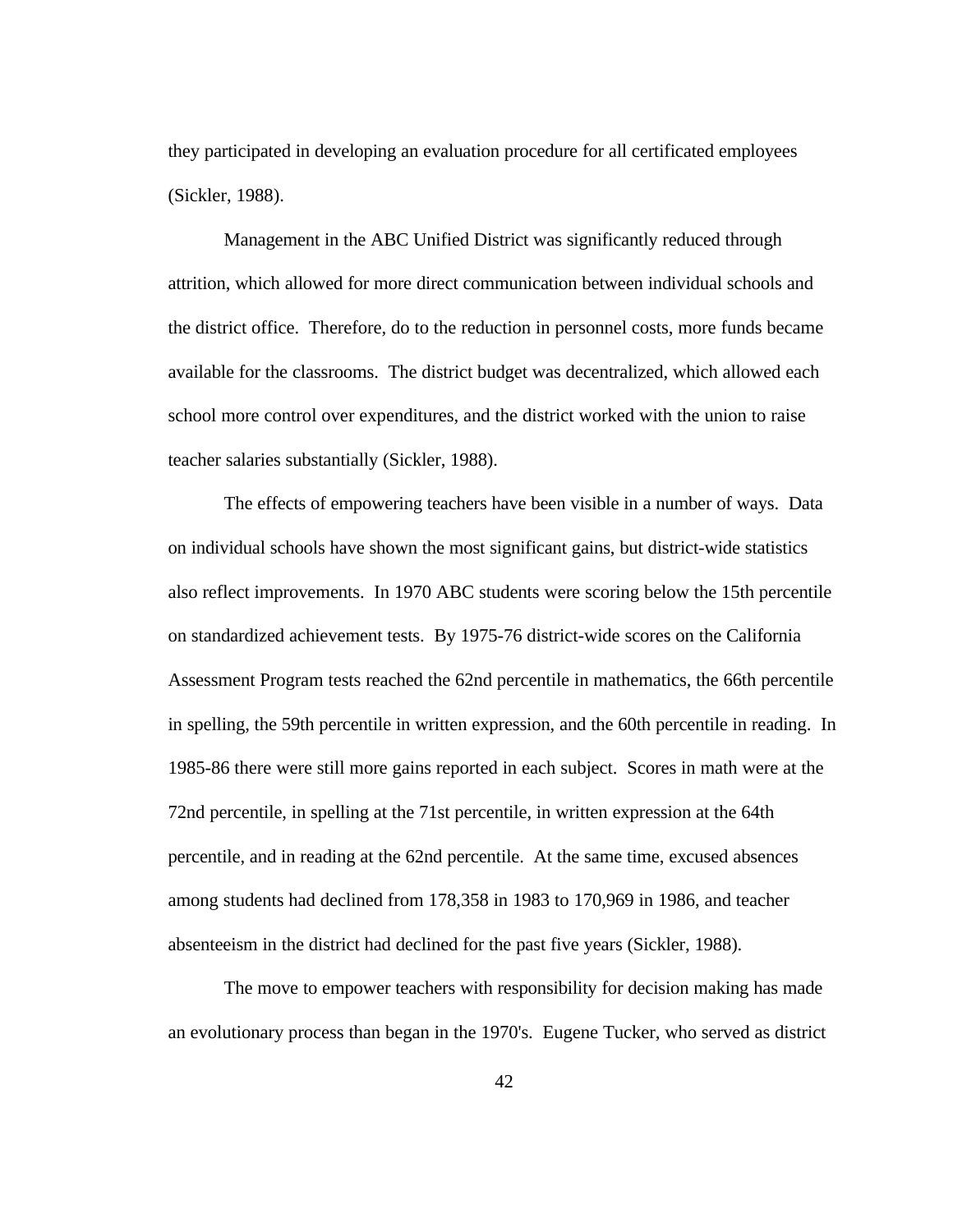they participated in developing an evaluation procedure for all certificated employees (Sickler, 1988).

Management in the ABC Unified District was significantly reduced through attrition, which allowed for more direct communication between individual schools and the district office. Therefore, do to the reduction in personnel costs, more funds became available for the classrooms. The district budget was decentralized, which allowed each school more control over expenditures, and the district worked with the union to raise teacher salaries substantially (Sickler, 1988).

The effects of empowering teachers have been visible in a number of ways. Data on individual schools have shown the most significant gains, but district-wide statistics also reflect improvements. In 1970 ABC students were scoring below the 15th percentile on standardized achievement tests. By 1975-76 district-wide scores on the California Assessment Program tests reached the 62nd percentile in mathematics, the 66th percentile in spelling, the 59th percentile in written expression, and the 60th percentile in reading. In 1985-86 there were still more gains reported in each subject. Scores in math were at the 72nd percentile, in spelling at the 71st percentile, in written expression at the 64th percentile, and in reading at the 62nd percentile. At the same time, excused absences among students had declined from 178,358 in 1983 to 170,969 in 1986, and teacher absenteeism in the district had declined for the past five years (Sickler, 1988).

The move to empower teachers with responsibility for decision making has made an evolutionary process than began in the 1970's. Eugene Tucker, who served as district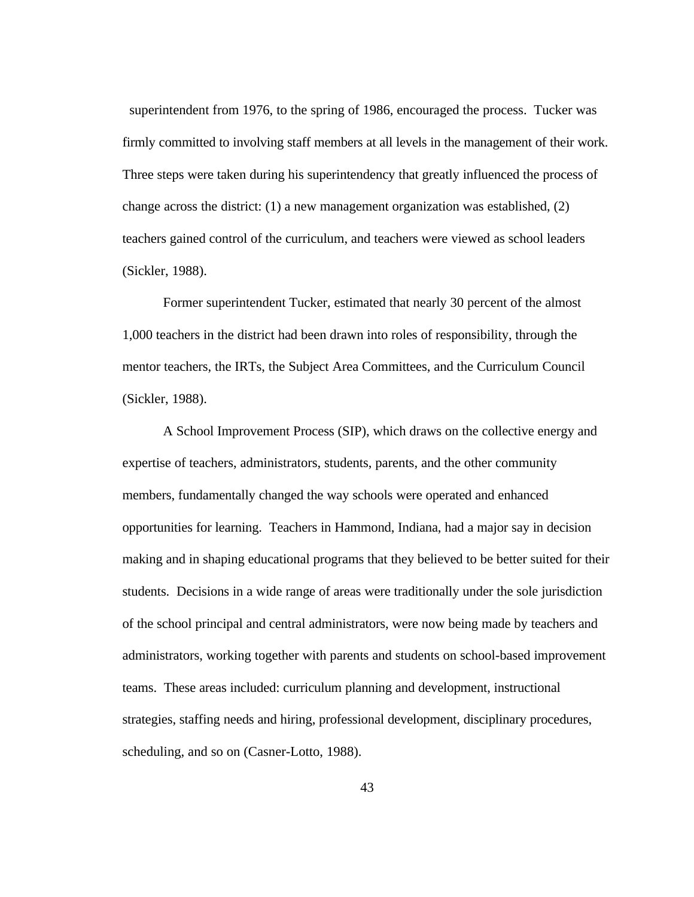superintendent from 1976, to the spring of 1986, encouraged the process. Tucker was firmly committed to involving staff members at all levels in the management of their work. Three steps were taken during his superintendency that greatly influenced the process of change across the district: (1) a new management organization was established, (2) teachers gained control of the curriculum, and teachers were viewed as school leaders (Sickler, 1988).

Former superintendent Tucker, estimated that nearly 30 percent of the almost 1,000 teachers in the district had been drawn into roles of responsibility, through the mentor teachers, the IRTs, the Subject Area Committees, and the Curriculum Council (Sickler, 1988).

A School Improvement Process (SIP), which draws on the collective energy and expertise of teachers, administrators, students, parents, and the other community members, fundamentally changed the way schools were operated and enhanced opportunities for learning. Teachers in Hammond, Indiana, had a major say in decision making and in shaping educational programs that they believed to be better suited for their students. Decisions in a wide range of areas were traditionally under the sole jurisdiction of the school principal and central administrators, were now being made by teachers and administrators, working together with parents and students on school-based improvement teams. These areas included: curriculum planning and development, instructional strategies, staffing needs and hiring, professional development, disciplinary procedures, scheduling, and so on (Casner-Lotto, 1988).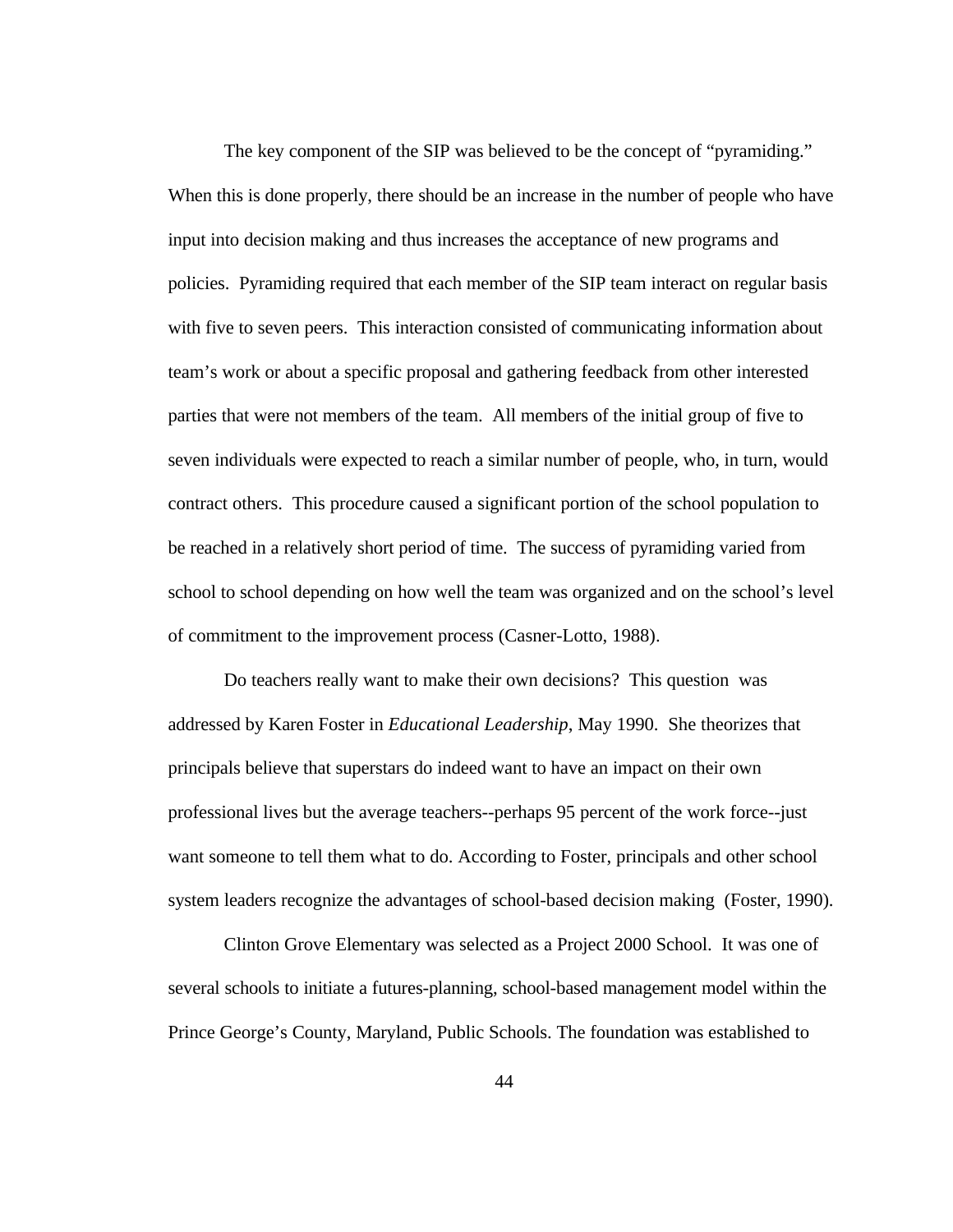The key component of the SIP was believed to be the concept of "pyramiding." When this is done properly, there should be an increase in the number of people who have input into decision making and thus increases the acceptance of new programs and policies. Pyramiding required that each member of the SIP team interact on regular basis with five to seven peers. This interaction consisted of communicating information about team's work or about a specific proposal and gathering feedback from other interested parties that were not members of the team. All members of the initial group of five to seven individuals were expected to reach a similar number of people, who, in turn, would contract others. This procedure caused a significant portion of the school population to be reached in a relatively short period of time. The success of pyramiding varied from school to school depending on how well the team was organized and on the school's level of commitment to the improvement process (Casner-Lotto, 1988).

Do teachers really want to make their own decisions? This question was addressed by Karen Foster in *Educational Leadership*, May 1990. She theorizes that principals believe that superstars do indeed want to have an impact on their own professional lives but the average teachers--perhaps 95 percent of the work force--just want someone to tell them what to do. According to Foster, principals and other school system leaders recognize the advantages of school-based decision making (Foster, 1990).

Clinton Grove Elementary was selected as a Project 2000 School. It was one of several schools to initiate a futures-planning, school-based management model within the Prince George's County, Maryland, Public Schools. The foundation was established to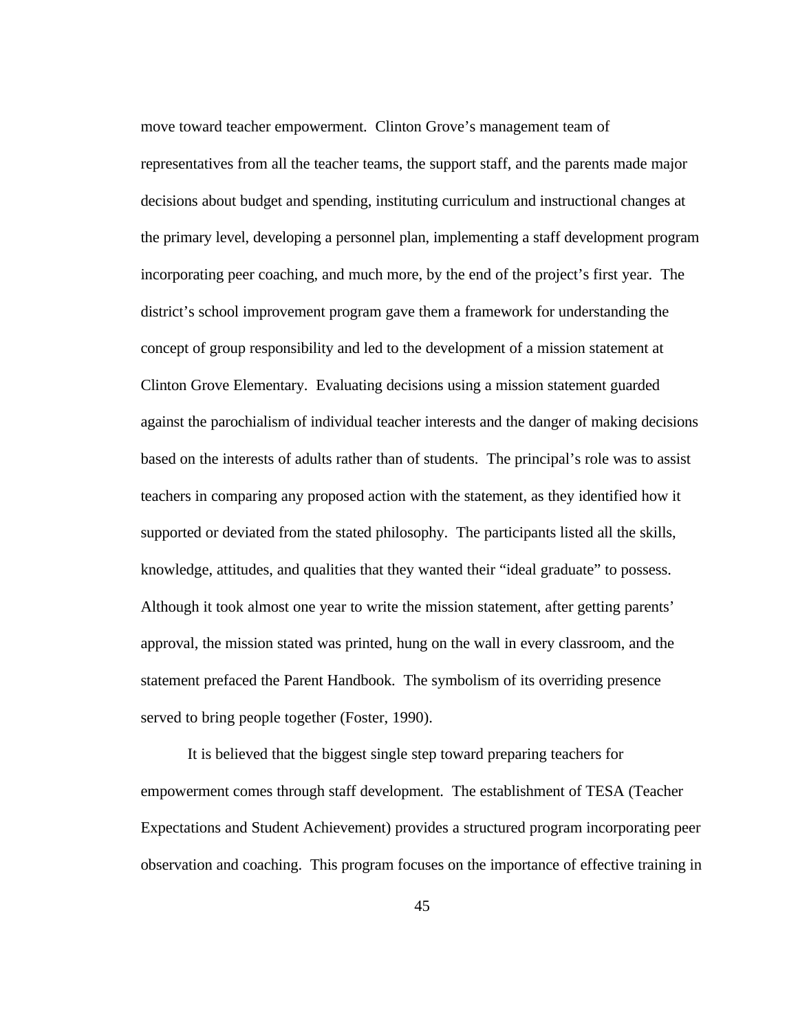move toward teacher empowerment. Clinton Grove's management team of representatives from all the teacher teams, the support staff, and the parents made major decisions about budget and spending, instituting curriculum and instructional changes at the primary level, developing a personnel plan, implementing a staff development program incorporating peer coaching, and much more, by the end of the project's first year. The district's school improvement program gave them a framework for understanding the concept of group responsibility and led to the development of a mission statement at Clinton Grove Elementary. Evaluating decisions using a mission statement guarded against the parochialism of individual teacher interests and the danger of making decisions based on the interests of adults rather than of students. The principal's role was to assist teachers in comparing any proposed action with the statement, as they identified how it supported or deviated from the stated philosophy. The participants listed all the skills, knowledge, attitudes, and qualities that they wanted their "ideal graduate" to possess. Although it took almost one year to write the mission statement, after getting parents' approval, the mission stated was printed, hung on the wall in every classroom, and the statement prefaced the Parent Handbook. The symbolism of its overriding presence served to bring people together (Foster, 1990).

It is believed that the biggest single step toward preparing teachers for empowerment comes through staff development. The establishment of TESA (Teacher Expectations and Student Achievement) provides a structured program incorporating peer observation and coaching. This program focuses on the importance of effective training in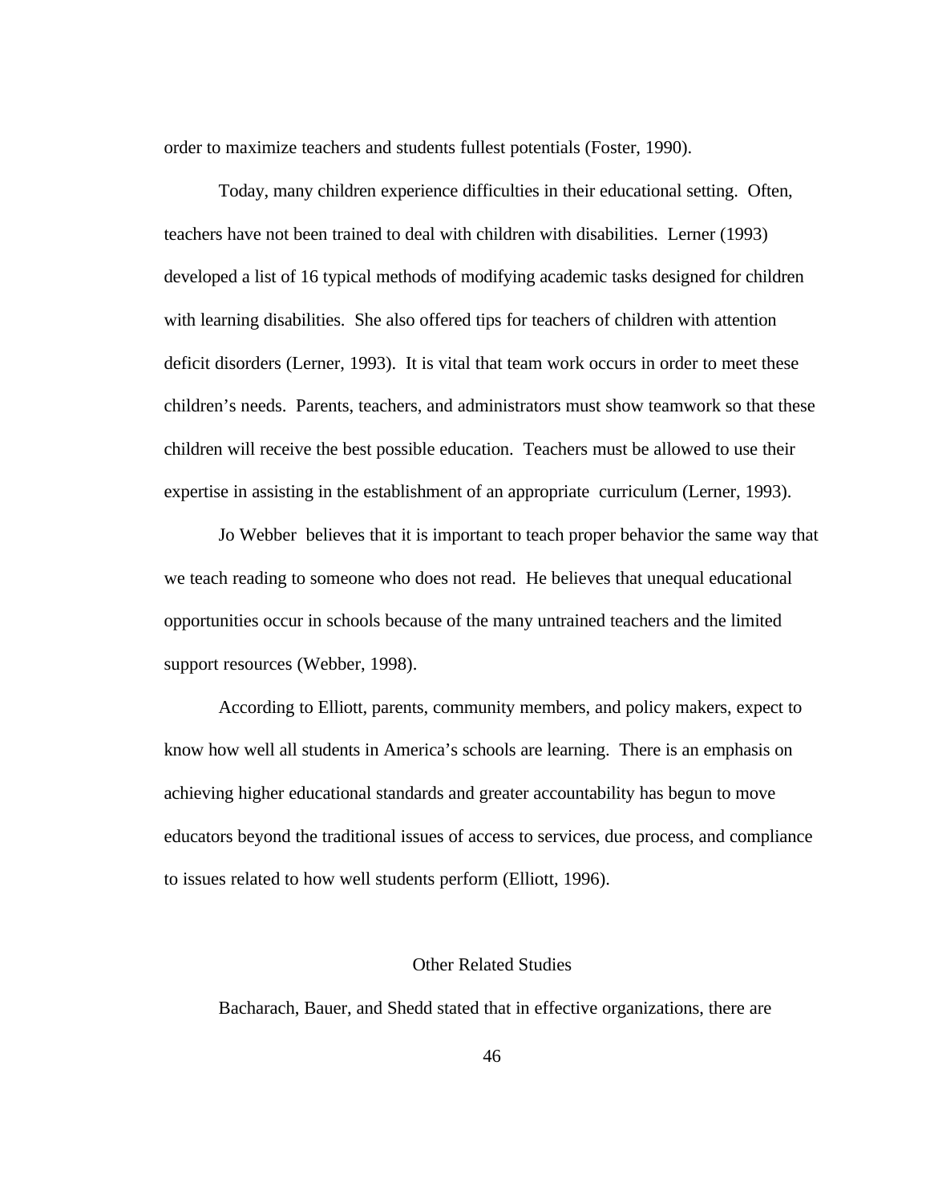order to maximize teachers and students fullest potentials (Foster, 1990).

Today, many children experience difficulties in their educational setting. Often, teachers have not been trained to deal with children with disabilities. Lerner (1993) developed a list of 16 typical methods of modifying academic tasks designed for children with learning disabilities. She also offered tips for teachers of children with attention deficit disorders (Lerner, 1993). It is vital that team work occurs in order to meet these children's needs. Parents, teachers, and administrators must show teamwork so that these children will receive the best possible education. Teachers must be allowed to use their expertise in assisting in the establishment of an appropriate curriculum (Lerner, 1993).

Jo Webber believes that it is important to teach proper behavior the same way that we teach reading to someone who does not read. He believes that unequal educational opportunities occur in schools because of the many untrained teachers and the limited support resources (Webber, 1998).

According to Elliott, parents, community members, and policy makers, expect to know how well all students in America's schools are learning. There is an emphasis on achieving higher educational standards and greater accountability has begun to move educators beyond the traditional issues of access to services, due process, and compliance to issues related to how well students perform (Elliott, 1996).

## Other Related Studies

Bacharach, Bauer, and Shedd stated that in effective organizations, there are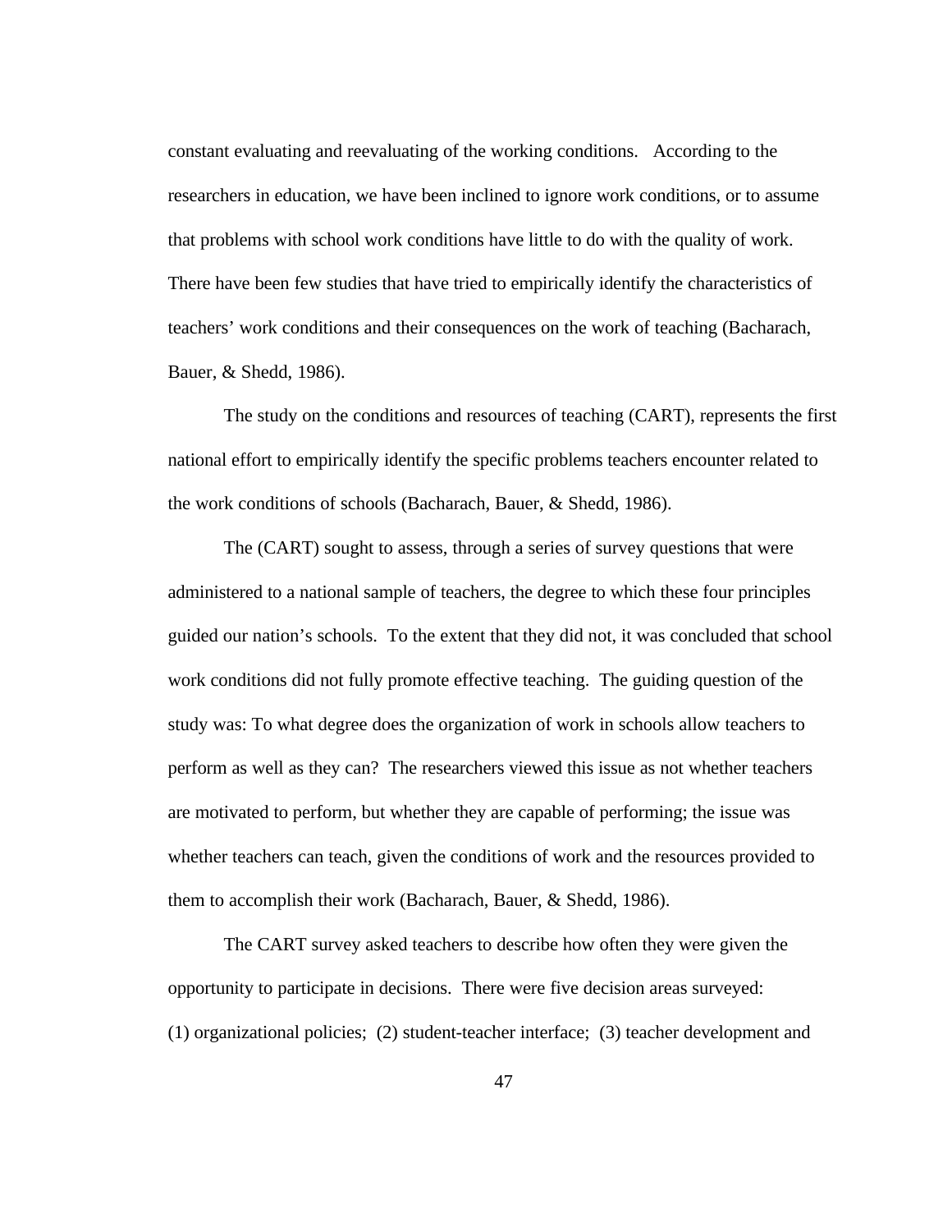constant evaluating and reevaluating of the working conditions. According to the researchers in education, we have been inclined to ignore work conditions, or to assume that problems with school work conditions have little to do with the quality of work. There have been few studies that have tried to empirically identify the characteristics of teachers' work conditions and their consequences on the work of teaching (Bacharach, Bauer, & Shedd, 1986).

The study on the conditions and resources of teaching (CART), represents the first national effort to empirically identify the specific problems teachers encounter related to the work conditions of schools (Bacharach, Bauer, & Shedd, 1986).

The (CART) sought to assess, through a series of survey questions that were administered to a national sample of teachers, the degree to which these four principles guided our nation's schools. To the extent that they did not, it was concluded that school work conditions did not fully promote effective teaching. The guiding question of the study was: To what degree does the organization of work in schools allow teachers to perform as well as they can? The researchers viewed this issue as not whether teachers are motivated to perform, but whether they are capable of performing; the issue was whether teachers can teach, given the conditions of work and the resources provided to them to accomplish their work (Bacharach, Bauer, & Shedd, 1986).

The CART survey asked teachers to describe how often they were given the opportunity to participate in decisions. There were five decision areas surveyed: (1) organizational policies; (2) student-teacher interface; (3) teacher development and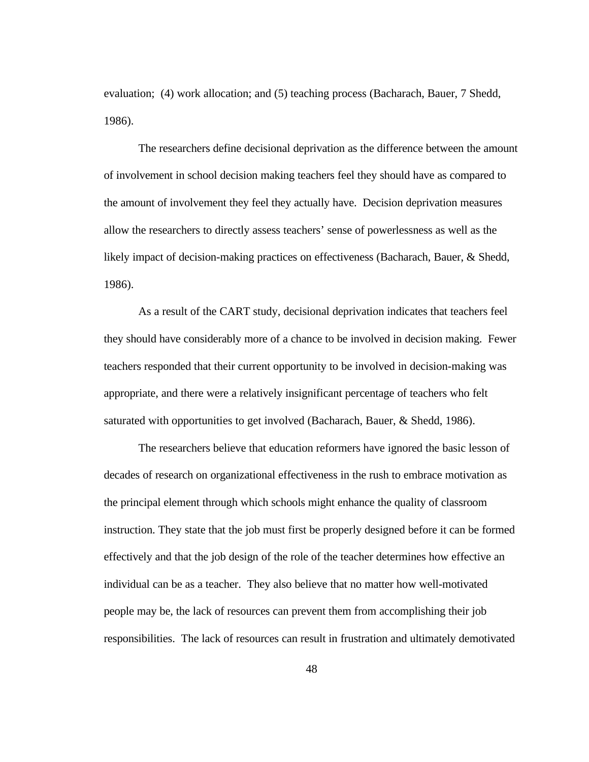evaluation; (4) work allocation; and (5) teaching process (Bacharach, Bauer, 7 Shedd, 1986).

The researchers define decisional deprivation as the difference between the amount of involvement in school decision making teachers feel they should have as compared to the amount of involvement they feel they actually have. Decision deprivation measures allow the researchers to directly assess teachers' sense of powerlessness as well as the likely impact of decision-making practices on effectiveness (Bacharach, Bauer, & Shedd, 1986).

As a result of the CART study, decisional deprivation indicates that teachers feel they should have considerably more of a chance to be involved in decision making. Fewer teachers responded that their current opportunity to be involved in decision-making was appropriate, and there were a relatively insignificant percentage of teachers who felt saturated with opportunities to get involved (Bacharach, Bauer, & Shedd, 1986).

The researchers believe that education reformers have ignored the basic lesson of decades of research on organizational effectiveness in the rush to embrace motivation as the principal element through which schools might enhance the quality of classroom instruction. They state that the job must first be properly designed before it can be formed effectively and that the job design of the role of the teacher determines how effective an individual can be as a teacher. They also believe that no matter how well-motivated people may be, the lack of resources can prevent them from accomplishing their job responsibilities. The lack of resources can result in frustration and ultimately demotivated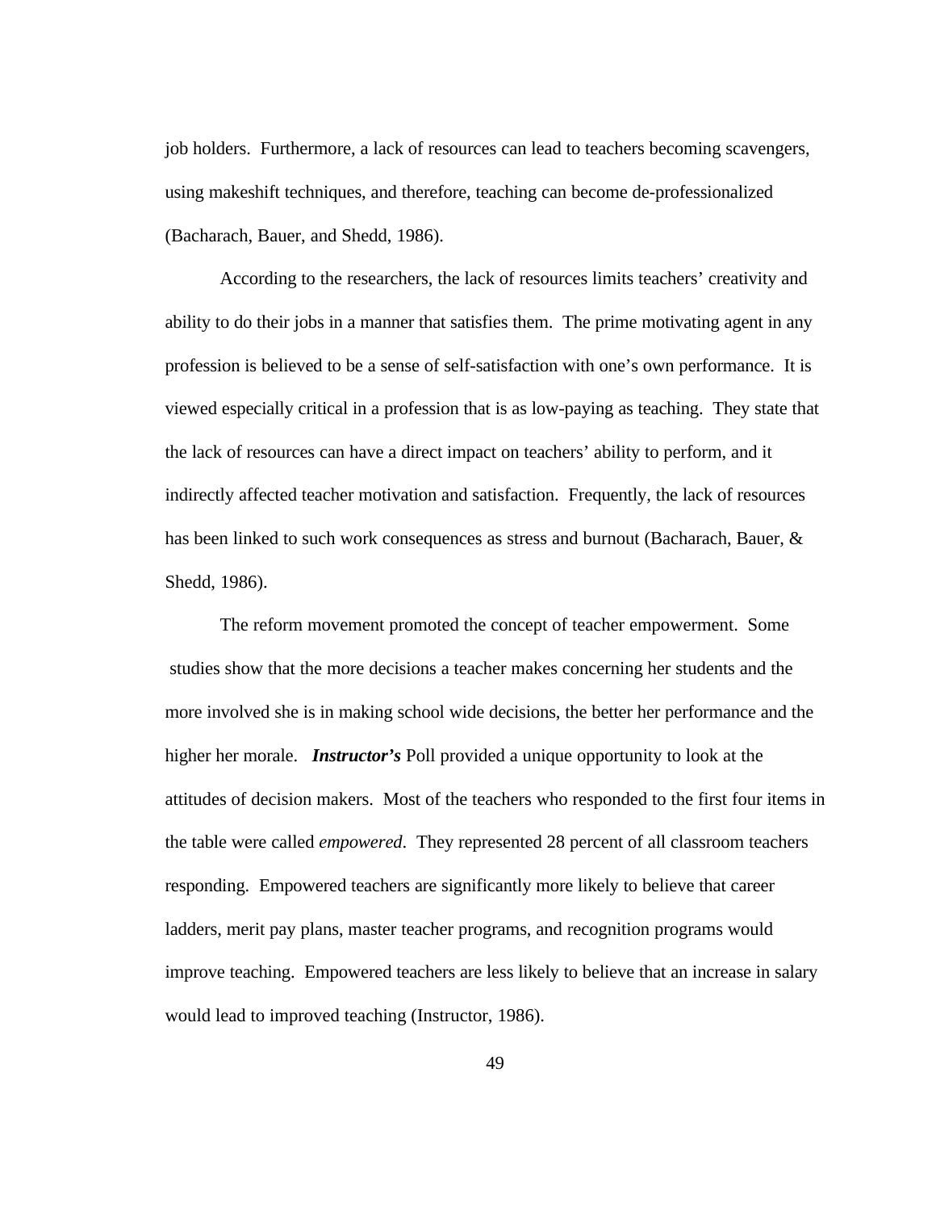job holders. Furthermore, a lack of resources can lead to teachers becoming scavengers, using makeshift techniques, and therefore, teaching can become de-professionalized (Bacharach, Bauer, and Shedd, 1986).

According to the researchers, the lack of resources limits teachers' creativity and ability to do their jobs in a manner that satisfies them. The prime motivating agent in any profession is believed to be a sense of self-satisfaction with one's own performance. It is viewed especially critical in a profession that is as low-paying as teaching. They state that the lack of resources can have a direct impact on teachers' ability to perform, and it indirectly affected teacher motivation and satisfaction. Frequently, the lack of resources has been linked to such work consequences as stress and burnout (Bacharach, Bauer, & Shedd, 1986).

The reform movement promoted the concept of teacher empowerment. Some studies show that the more decisions a teacher makes concerning her students and the more involved she is in making school wide decisions, the better her performance and the higher her morale. ***Instructor's*** Poll provided a unique opportunity to look at the attitudes of decision makers. Most of the teachers who responded to the first four items in the table were called *empowered*. They represented 28 percent of all classroom teachers responding. Empowered teachers are significantly more likely to believe that career ladders, merit pay plans, master teacher programs, and recognition programs would improve teaching. Empowered teachers are less likely to believe that an increase in salary would lead to improved teaching (Instructor, 1986).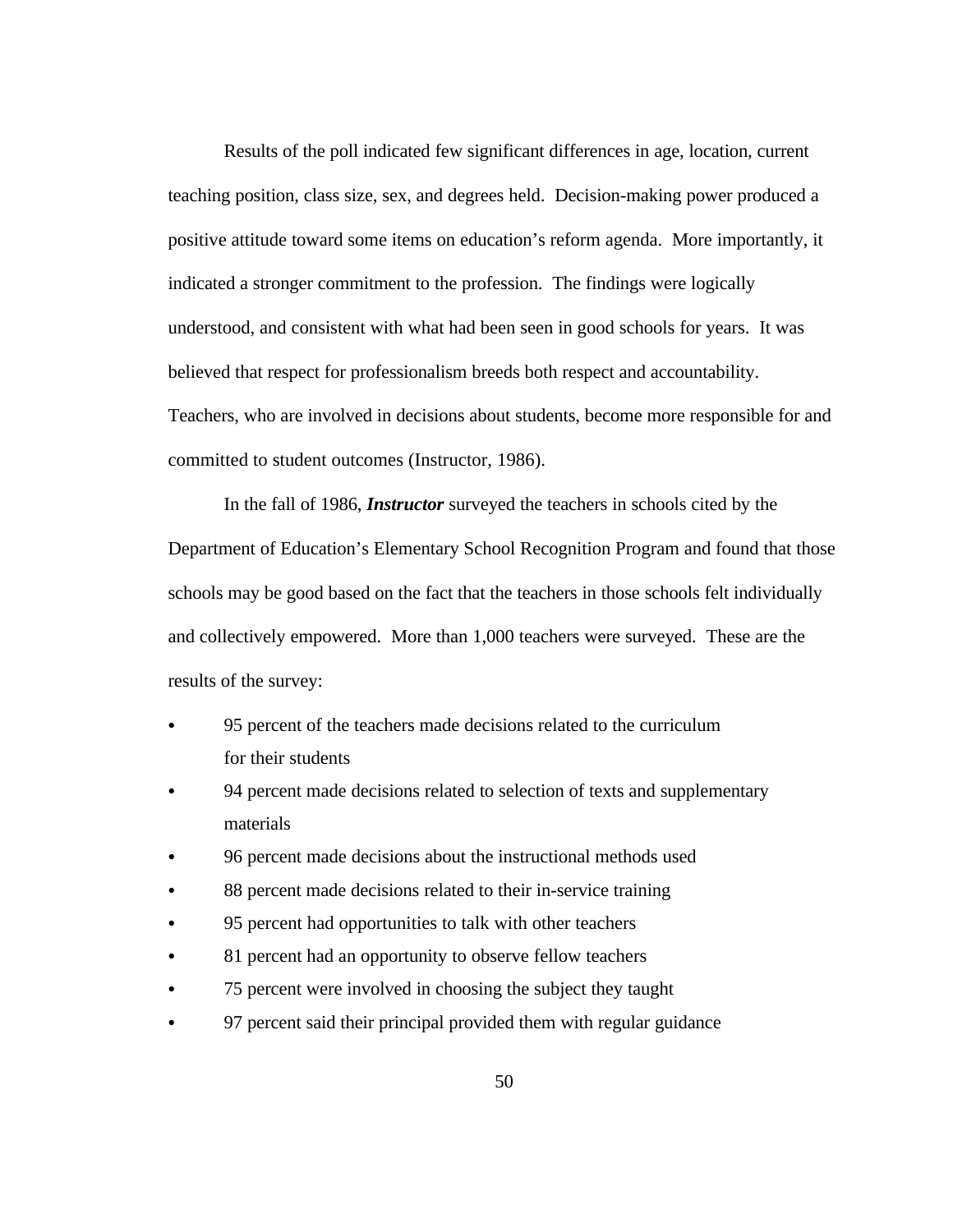Results of the poll indicated few significant differences in age, location, current teaching position, class size, sex, and degrees held. Decision-making power produced a positive attitude toward some items on education's reform agenda. More importantly, it indicated a stronger commitment to the profession. The findings were logically understood, and consistent with what had been seen in good schools for years. It was believed that respect for professionalism breeds both respect and accountability. Teachers, who are involved in decisions about students, become more responsible for and committed to student outcomes (Instructor, 1986).

In the fall of 1986, ***Instructor*** surveyed the teachers in schools cited by the Department of Education's Elementary School Recognition Program and found that those schools may be good based on the fact that the teachers in those schools felt individually and collectively empowered. More than 1,000 teachers were surveyed. These are the results of the survey:

- 95 percent of the teachers made decisions related to the curriculum for their students
- 94 percent made decisions related to selection of texts and supplementary materials
- 96 percent made decisions about the instructional methods used
- 88 percent made decisions related to their in-service training
- 95 percent had opportunities to talk with other teachers
- 81 percent had an opportunity to observe fellow teachers
- 75 percent were involved in choosing the subject they taught
- 97 percent said their principal provided them with regular guidance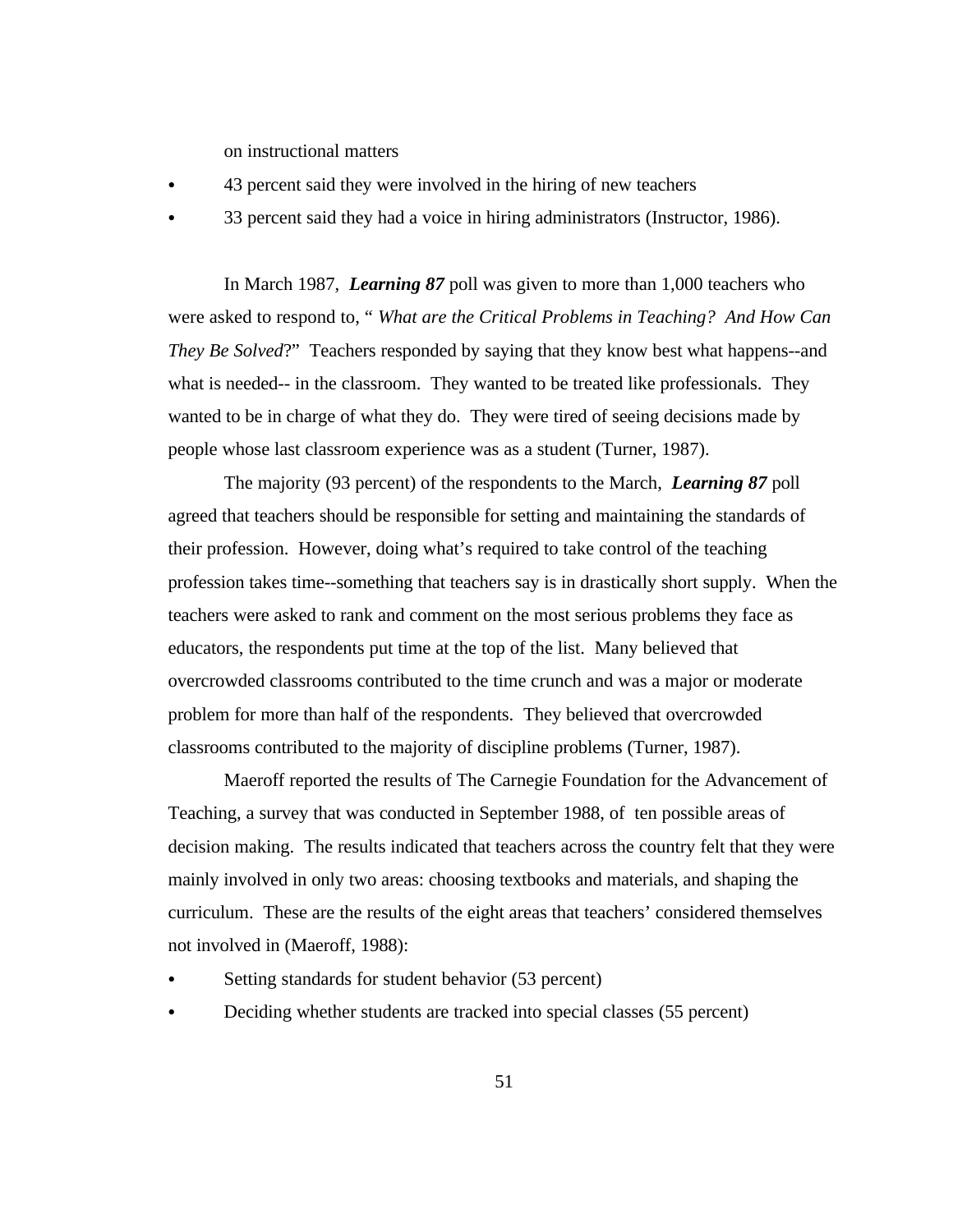on instructional matters

- 43 percent said they were involved in the hiring of new teachers
- 33 percent said they had a voice in hiring administrators (Instructor, 1986).

In March 1987, ***Learning 87*** poll was given to more than 1,000 teachers who were asked to respond to, " *What are the Critical Problems in Teaching? And How Can They Be Solved*?" Teachers responded by saying that they know best what happens--and what is needed-- in the classroom. They wanted to be treated like professionals. They wanted to be in charge of what they do. They were tired of seeing decisions made by people whose last classroom experience was as a student (Turner, 1987).

The majority (93 percent) of the respondents to the March, ***Learning 87*** poll agreed that teachers should be responsible for setting and maintaining the standards of their profession. However, doing what's required to take control of the teaching profession takes time--something that teachers say is in drastically short supply. When the teachers were asked to rank and comment on the most serious problems they face as educators, the respondents put time at the top of the list. Many believed that overcrowded classrooms contributed to the time crunch and was a major or moderate problem for more than half of the respondents. They believed that overcrowded classrooms contributed to the majority of discipline problems (Turner, 1987).

Maeroff reported the results of The Carnegie Foundation for the Advancement of Teaching, a survey that was conducted in September 1988, of ten possible areas of decision making. The results indicated that teachers across the country felt that they were mainly involved in only two areas: choosing textbooks and materials, and shaping the curriculum. These are the results of the eight areas that teachers' considered themselves not involved in (Maeroff, 1988):

- Setting standards for student behavior (53 percent)
- Deciding whether students are tracked into special classes (55 percent)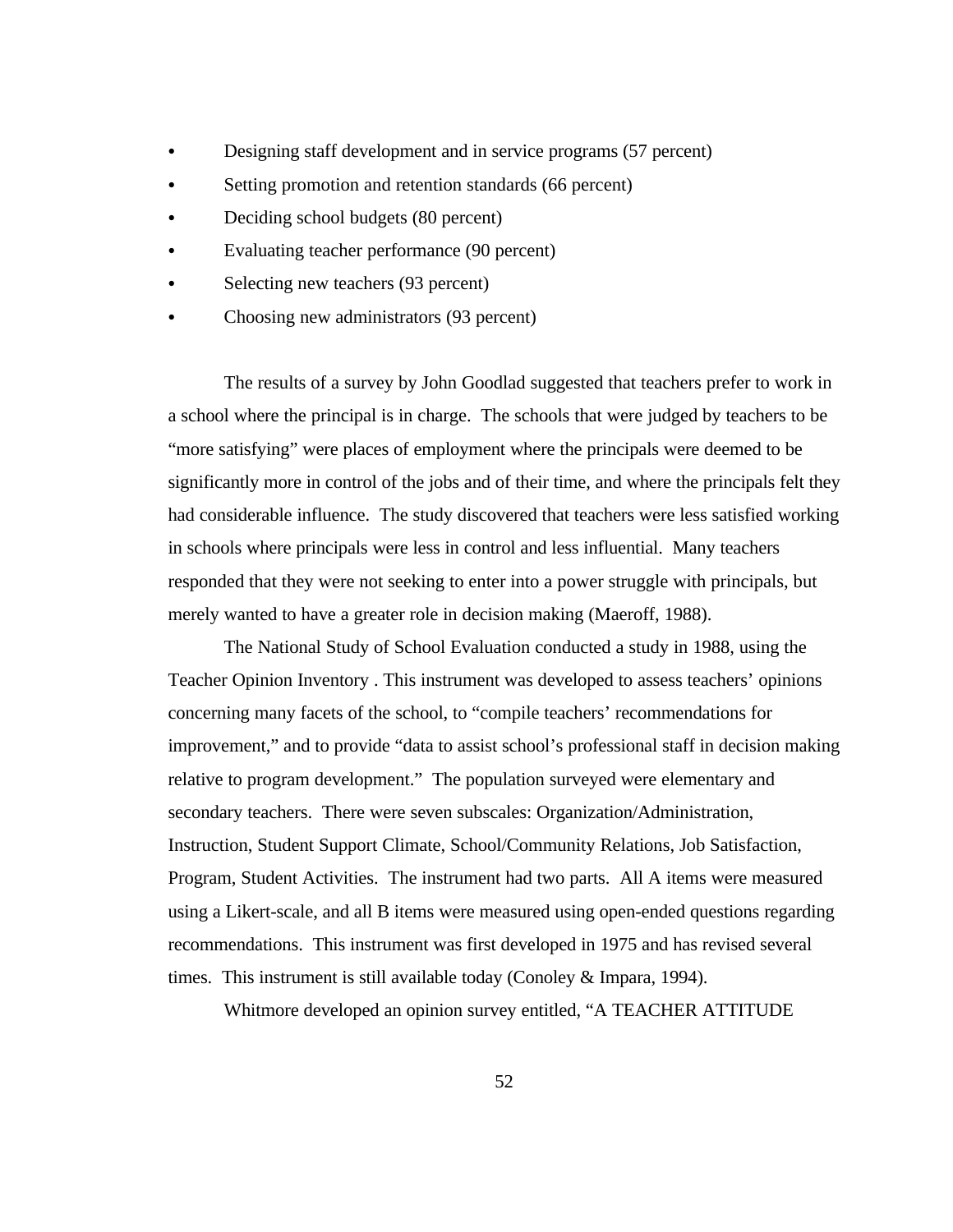- Designing staff development and in service programs (57 percent)
- Setting promotion and retention standards (66 percent)
- Deciding school budgets (80 percent)
- Evaluating teacher performance (90 percent)
- Selecting new teachers (93 percent)
- Choosing new administrators (93 percent)

The results of a survey by John Goodlad suggested that teachers prefer to work in a school where the principal is in charge. The schools that were judged by teachers to be "more satisfying" were places of employment where the principals were deemed to be significantly more in control of the jobs and of their time, and where the principals felt they had considerable influence. The study discovered that teachers were less satisfied working in schools where principals were less in control and less influential. Many teachers responded that they were not seeking to enter into a power struggle with principals, but merely wanted to have a greater role in decision making (Maeroff, 1988).

The National Study of School Evaluation conducted a study in 1988, using the Teacher Opinion Inventory . This instrument was developed to assess teachers' opinions concerning many facets of the school, to "compile teachers' recommendations for improvement," and to provide "data to assist school's professional staff in decision making relative to program development." The population surveyed were elementary and secondary teachers. There were seven subscales: Organization/Administration, Instruction, Student Support Climate, School/Community Relations, Job Satisfaction, Program, Student Activities. The instrument had two parts. All A items were measured using a Likert-scale, and all B items were measured using open-ended questions regarding recommendations. This instrument was first developed in 1975 and has revised several times. This instrument is still available today (Conoley & Impara, 1994).

Whitmore developed an opinion survey entitled, "A TEACHER ATTITUDE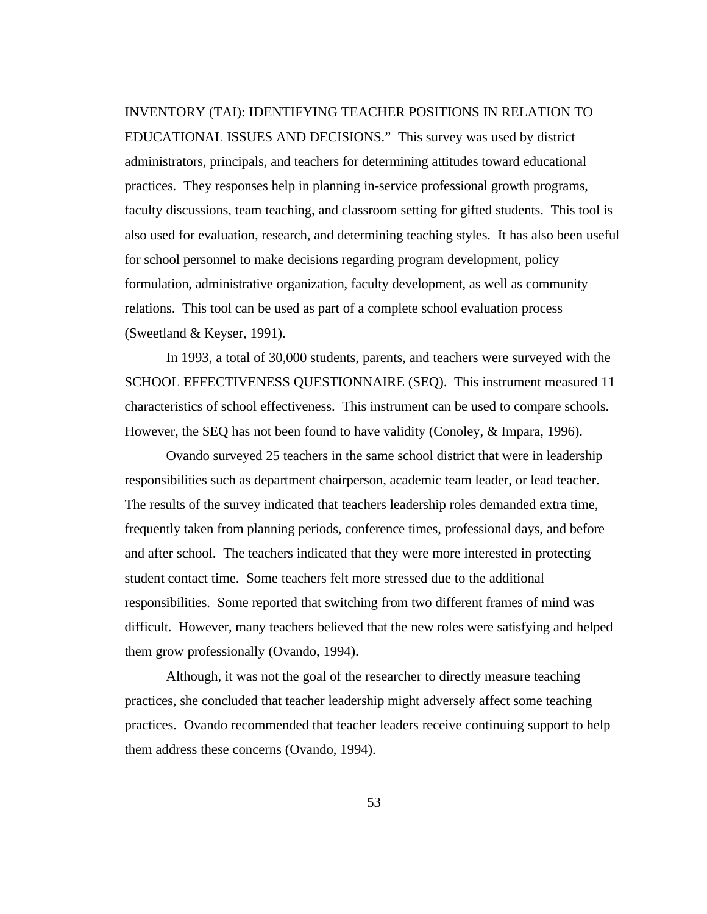INVENTORY (TAI): IDENTIFYING TEACHER POSITIONS IN RELATION TO EDUCATIONAL ISSUES AND DECISIONS." This survey was used by district administrators, principals, and teachers for determining attitudes toward educational practices. They responses help in planning in-service professional growth programs, faculty discussions, team teaching, and classroom setting for gifted students. This tool is also used for evaluation, research, and determining teaching styles. It has also been useful for school personnel to make decisions regarding program development, policy formulation, administrative organization, faculty development, as well as community relations. This tool can be used as part of a complete school evaluation process (Sweetland & Keyser, 1991).

In 1993, a total of 30,000 students, parents, and teachers were surveyed with the SCHOOL EFFECTIVENESS QUESTIONNAIRE (SEQ). This instrument measured 11 characteristics of school effectiveness. This instrument can be used to compare schools. However, the SEQ has not been found to have validity (Conoley, & Impara, 1996).

Ovando surveyed 25 teachers in the same school district that were in leadership responsibilities such as department chairperson, academic team leader, or lead teacher. The results of the survey indicated that teachers leadership roles demanded extra time, frequently taken from planning periods, conference times, professional days, and before and after school. The teachers indicated that they were more interested in protecting student contact time. Some teachers felt more stressed due to the additional responsibilities. Some reported that switching from two different frames of mind was difficult. However, many teachers believed that the new roles were satisfying and helped them grow professionally (Ovando, 1994).

Although, it was not the goal of the researcher to directly measure teaching practices, she concluded that teacher leadership might adversely affect some teaching practices. Ovando recommended that teacher leaders receive continuing support to help them address these concerns (Ovando, 1994).